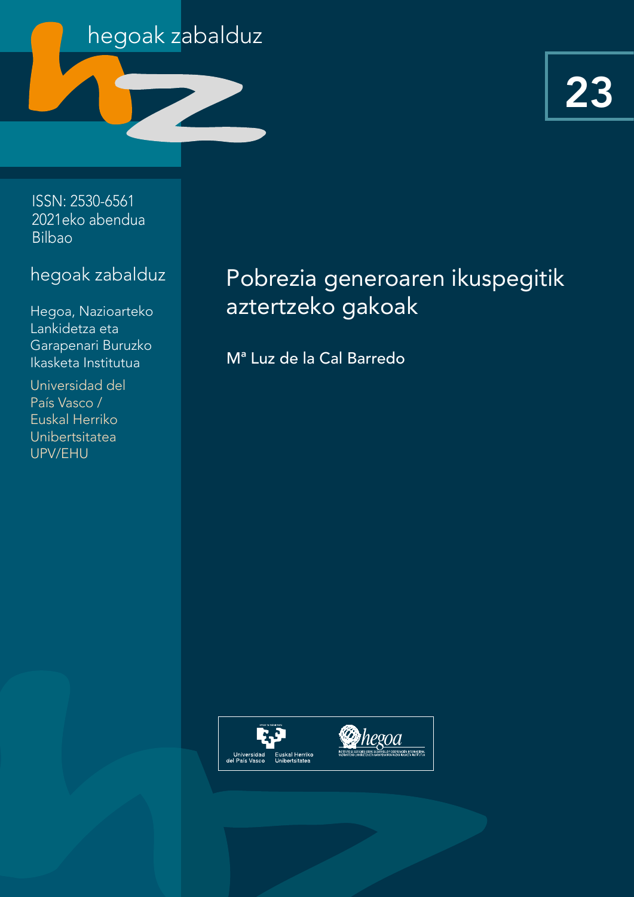hegoak zabalduz

23

ISSN: 2530-6561
2021eko abendua
Bilbao

hegoak zabalduz

Hegoa, Nazioarteko Lankidetza eta Garapenari Buruzko Ikasketa Institutua

Universidad del País Vasco / Euskal Herriko Unibertsitatea UPV/EHU

# Pobrezia generoaren ikuspegitik aztertzeko gakoak

Mª Luz de la Cal Barredo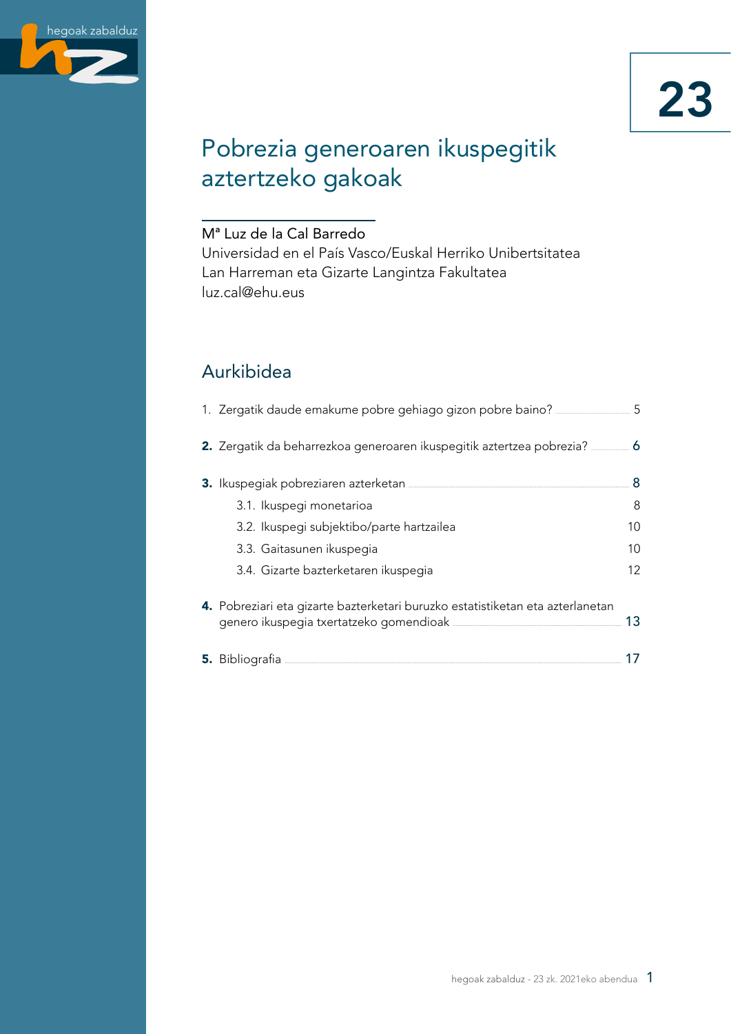# Pobrezia generoaren ikuspegitik aztertzeko gakoak

Mª Luz de la Cal Barredo
Universidad en el País Vasco/Euskal Herriko Unibertsitatea
Lan Harreman eta Gizarte Langintza Fakultatea
luz.cal@ehu.eus

## Aurkibidea

1. Zergatik daude emakume pobre gehiago gizon pobre baino? ..... 5
2. Zergatik da beharrezkoa generoaren ikuspegitik aztertzea pobrezia? ..... 6
3. Ikuspegiak pobreziaren azterketan ..... 8
   - 3.1. Ikuspegi monetarioa ..... 8
   - 3.2. Ikuspegi subjektibo/parte hartzailea ..... 10
   - 3.3. Gaitasunen ikuspegia ..... 10
   - 3.4. Gizarte bazterketaren ikuspegia ..... 12
4. Pobreziari eta gizarte bazterketari buruzko estatistiketan eta azterlanetan genero ikuspegia txertatzeko gomendioak ..... 13
5. Bibliografia ..... 17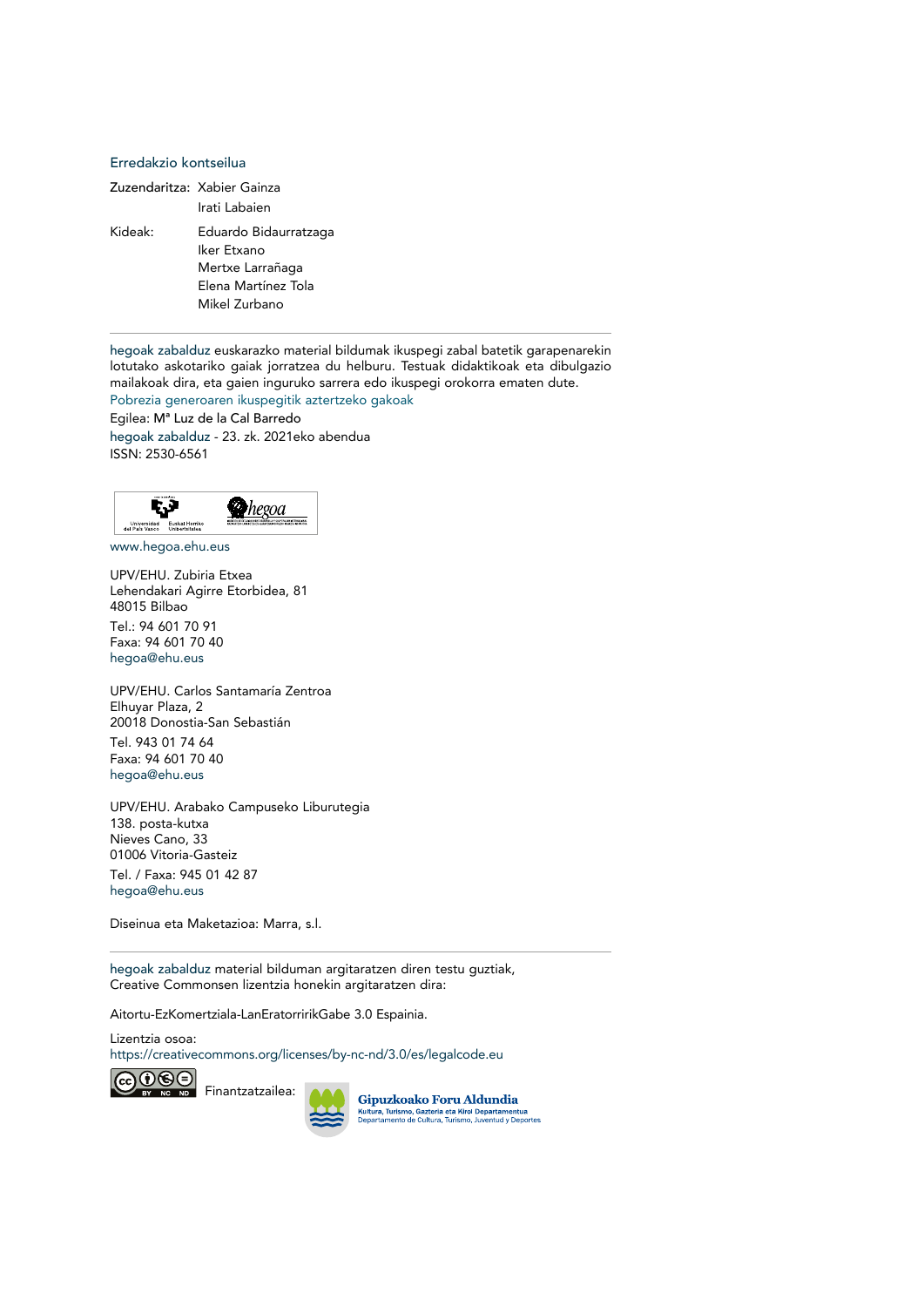### Erredakzio kontseilua

| | |
|---|---|
| Zuzendaritza: | Xabier Gainza<br>Irati Labaien |
| Kideak: | Eduardo Bidaurratzaga<br>Iker Etxano<br>Mertxe Larrañaga<br>Elena Martínez Tola<br>Mikel Zurbano |

---

hegoak zabalduz euskarazko material bildumak ikuspegi zabal batetik garapenarekin lotutako askotariko gaiak jorratzea du helburu. Testuak didaktikoak eta dibulgazio mailakoak dira, eta gaien inguruko sarrera edo ikuspegi orokorra ematen dute.

Pobrezia generoaren ikuspegitik aztertzeko gakoak

Egilea: Mª Luz de la Cal Barredo

hegoak zabalduz - 23. zk. 2021eko abendua

ISSN: 2530-6561

www.hegoa.ehu.eus

UPV/EHU. Zubiria Etxea
Lehendakari Agirre Etorbidea, 81
48015 Bilbao

Tel.: 94 601 70 91
Faxa: 94 601 70 40
hegoa@ehu.eus

UPV/EHU. Carlos Santamaría Zentroa
Elhuyar Plaza, 2
20018 Donostia-San Sebastián

Tel. 943 01 74 64
Faxa: 94 601 70 40
hegoa@ehu.eus

UPV/EHU. Arabako Campuseko Liburutegia
138. posta-kutxa
Nieves Cano, 33
01006 Vitoria-Gasteiz

Tel. / Faxa: 945 01 42 87
hegoa@ehu.eus

Diseinua eta Maketazioa: Marra, s.l.

---

hegoak zabalduz material bilduman argitaratzen diren testu guztiak, Creative Commonsen lizentzia honekin argitaratzen dira:

Aitortu-EzKomertziala-LanEratorririkGabe 3.0 Espainia.

Lizentzia osoa:
https://creativecommons.org/licenses/by-nc-nd/3.0/es/legalcode.eu

Finantzatzailea: Gipuzkoako Foru Aldundia
Kultura, Turismo, Gazteria eta Kirol Departamentua
Departamento de Cultura, Turismo, Juventud y Deportes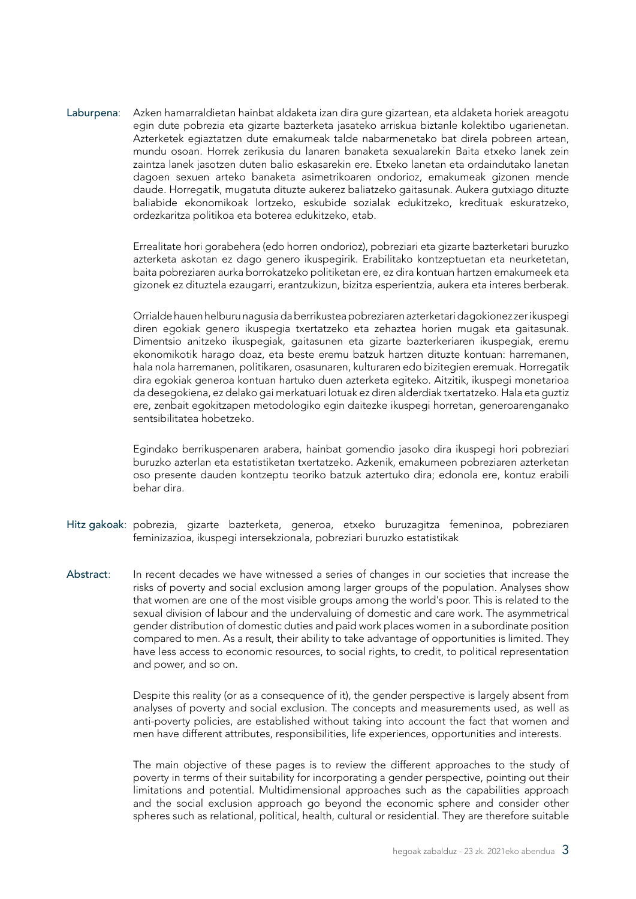**Laburpena**: Azken hamarraldietan hainbat aldaketa izan dira gure gizartean, eta aldaketa horiek areagotu egin dute pobrezia eta gizarte bazterketa jasateko arriskua biztanle kolektibo ugarienetan. Azterketek egiaztatzen dute emakumeak talde nabarmenetako bat direla pobreen artean, mundu osoan. Horrek zerikusia du lanaren banaketa sexualarekin Baita etxeko lanek zein zaintza lanek jasotzen duten balio eskasarekin ere. Etxeko lanetan eta ordaindutako lanetan dagoen sexuen arteko banaketa asimetrikoaren ondorioz, emakumeak gizonen mende daude. Horregatik, mugatuta dituzte aukerez baliatzeko gaitasunak. Aukera gutxiago dituzte baliabide ekonomikoak lortzeko, eskubide sozialak edukitzeko, kredituak eskuratzeko, ordezkaritza politikoa eta boterea edukitzeko, etab.

Errealitate hori gorabehera (edo horren ondorioz), pobreziari eta gizarte bazterketari buruzko azterketa askotan ez dago genero ikuspegirik. Erabilitako kontzeptuetan eta neurketetan, baita pobreziaren aurka borrokatzeko politiketan ere, ez dira kontuan hartzen emakumeek eta gizonek ez dituztela ezaugarri, erantzukizun, bizitza esperientzia, aukera eta interes berberak.

Orrialde hauen helburu nagusia da berrikustea pobreziaren azterketari dagokionez zer ikuspegi diren egokiak genero ikuspegia txertatzeko eta zehaztea horien mugak eta gaitasunak. Dimentsio anitzeko ikuspegiak, gaitasunen eta gizarte bazterkeriaren ikuspegiak, eremu ekonomikotik harago doaz, eta beste eremu batzuk hartzen dituzte kontuan: harremanen, hala nola harremanen, politikaren, osasunaren, kulturaren edo bizitegien eremuak. Horregatik dira egokiak generoa kontuan hartuko duen azterketa egiteko. Aitzitik, ikuspegi monetarioa da desegokiena, ez delako gai merkatuari lotuak ez diren alderdiak txertatzeko. Hala eta guztiz ere, zenbait egokitzapen metodologiko egin daitezke ikuspegi horretan, generoarenganako sentsibilitatea hobetzeko.

Egindako berrikuspenaren arabera, hainbat gomendio jasoko dira ikuspegi hori pobreziari buruzko azterlan eta estatistiketan txertatzeko. Azkenik, emakumeen pobreziaren azterketan oso presente dauden kontzeptu teoriko batzuk aztertuko dira; edonola ere, kontuz erabili behar dira.

**Hitz gakoak**: pobrezia, gizarte bazterketa, generoa, etxeko buruzagitza femeninoa, pobreziaren feminizazioa, ikuspegi intersekzionala, pobreziari buruzko estatistikak

**Abstract**: In recent decades we have witnessed a series of changes in our societies that increase the risks of poverty and social exclusion among larger groups of the population. Analyses show that women are one of the most visible groups among the world's poor. This is related to the sexual division of labour and the undervaluing of domestic and care work. The asymmetrical gender distribution of domestic duties and paid work places women in a subordinate position compared to men. As a result, their ability to take advantage of opportunities is limited. They have less access to economic resources, to social rights, to credit, to political representation and power, and so on.

Despite this reality (or as a consequence of it), the gender perspective is largely absent from analyses of poverty and social exclusion. The concepts and measurements used, as well as anti-poverty policies, are established without taking into account the fact that women and men have different attributes, responsibilities, life experiences, opportunities and interests.

The main objective of these pages is to review the different approaches to the study of poverty in terms of their suitability for incorporating a gender perspective, pointing out their limitations and potential. Multidimensional approaches such as the capabilities approach and the social exclusion approach go beyond the economic sphere and consider other spheres such as relational, political, health, cultural or residential. They are therefore suitable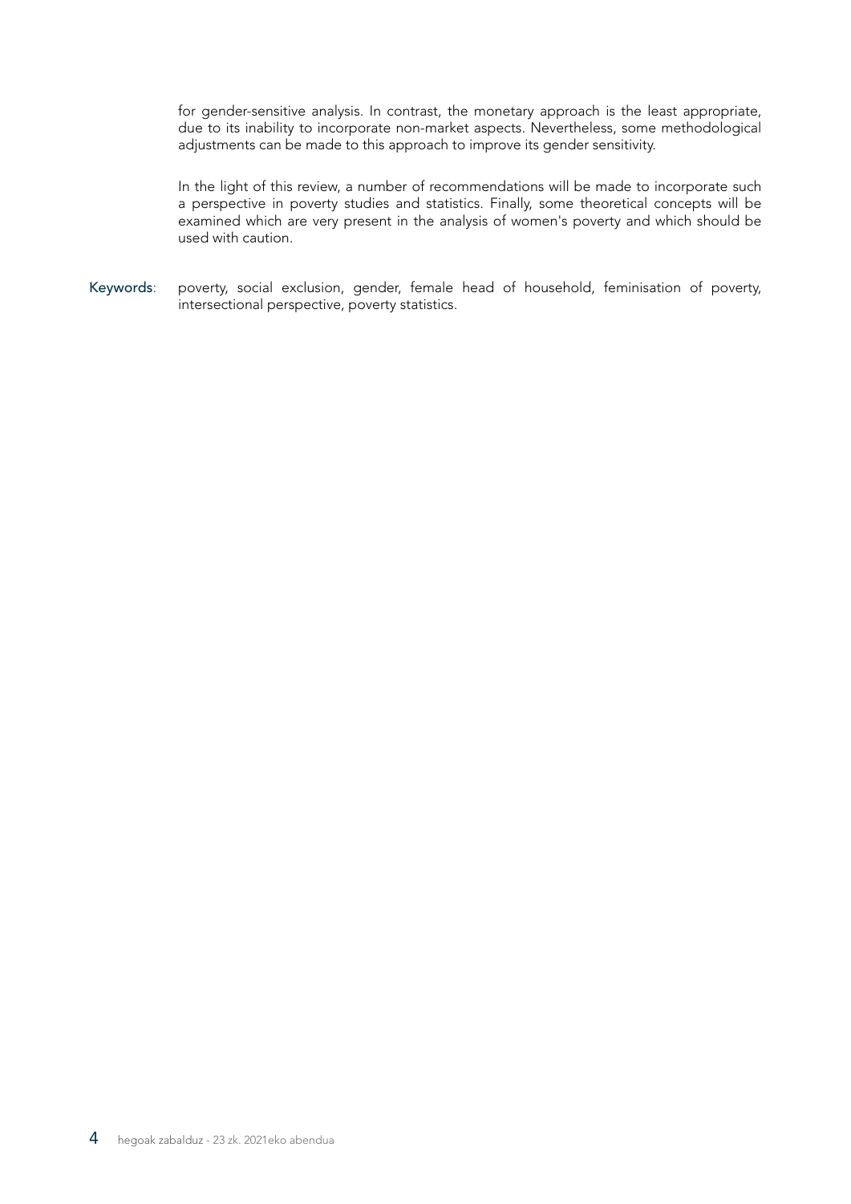for gender-sensitive analysis. In contrast, the monetary approach is the least appropriate, due to its inability to incorporate non-market aspects. Nevertheless, some methodological adjustments can be made to this approach to improve its gender sensitivity.

In the light of this review, a number of recommendations will be made to incorporate such a perspective in poverty studies and statistics. Finally, some theoretical concepts will be examined which are very present in the analysis of women's poverty and which should be used with caution.

Keywords: poverty, social exclusion, gender, female head of household, feminisation of poverty, intersectional perspective, poverty statistics.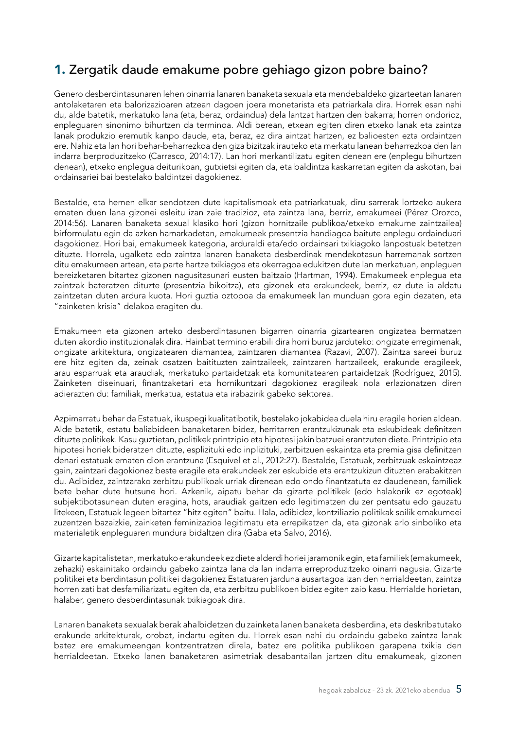## 1. Zergatik daude emakume pobre gehiago gizon pobre baino?

Genero desberdintasunaren lehen oinarria lanaren banaketa sexuala eta mendebaldeko gizarteetan lanaren antolaketaren eta balorizazioaren atzean dagoen joera monetarista eta patriarkala dira. Horrek esan nahi du, alde batetik, merkatuko lana (eta, beraz, ordaindua) dela lantzat hartzen den bakarra; horren ondorioz, enpleguaren sinonimo bihurtzen da terminoa. Aldi berean, etxean egiten diren etxeko lanak eta zaintza lanak produkzio eremutik kanpo daude, eta, beraz, ez dira aintzat hartzen, ez balioesten ezta ordaintzen ere. Nahiz eta lan hori behar-beharrezkoa den giza bizitzak irauteko eta merkatu lanean beharrezkoa den lan indarra berproduzitzeko (Carrasco, 2014:17). Lan hori merkantilizatu egiten denean ere (enplegu bihurtzen denean), etxeko enplegua deiturikoan, gutxietsi egiten da, eta baldintza kaskarretan egiten da askotan, bai ordainsariei bai bestelako baldintzei dagokienez.

Bestalde, eta hemen elkar sendotzen dute kapitalismoak eta patriarkatuak, diru sarrerak lortzeko aukera ematen duen lana gizonei esleitu izan zaie tradizioz, eta zaintza lana, berriz, emakumeei (Pérez Orozco, 2014:56). Lanaren banaketa sexual klasiko hori (gizon hornitzaile publikoa/etxeko emakume zaintzailea) birformulatu egin da azken hamarkadetan, emakumeek presentzia handiagoa baitute enplegu ordainduari dagokionez. Hori bai, emakumeek kategoria, arduraldi eta/edo ordainsari txikiagoko lanpostuak betetzen dituzte. Horrela, ugalketa edo zaintza lanaren banaketa desberdinak mendekotasun harremanak sortzen ditu emakumeen artean, eta parte hartze txikiagoa eta okerragoa edukitzen dute lan merkatuan, enpleguen bereizketaren bitartez gizonen nagusitasunari eusten baitzaio (Hartman, 1994). Emakumeek enplegua eta zaintzak bateratzen dituzte (presentzia bikoitza), eta gizonek eta erakundeek, berriz, ez dute ia aldatu zaintzetan duten ardura kuota. Hori guztia oztopoa da emakumeek lan munduan gora egin dezaten, eta "zainketen krisia" delakoa eragiten du.

Emakumeen eta gizonen arteko desberdintasunen bigarren oinarria gizartearen ongizatea bermatzen duten akordio instituzionalak dira. Hainbat termino erabili dira horri buruz jarduteko: ongizate erregimenak, ongizate arkitektura, ongizatearen diamantea, zaintzaren diamantea (Razavi, 2007). Zaintza sareei buruz ere hitz egiten da, zeinak osatzen baitituzten zaintzaileek, zaintzaren hartzaileek, erakunde eragileek, arau esparruak eta araudiak, merkatuko partaidetzak eta komunitatearen partaidetzak (Rodríguez, 2015). Zainketen diseinuari, finantzaketari eta hornikuntzari dagokionez eragileak nola erlazionatzen diren adierazten du: familiak, merkatua, estatua eta irabazirik gabeko sektorea.

Azpimarratu behar da Estatuak, ikuspegi kualitatibotik, bestelako jokabidea duela hiru eragile horien aldean. Alde batetik, estatu baliabideen banaketaren bidez, herritarren erantzukizunak eta eskubideak definitzen dituzte politikek. Kasu guztietan, politikek printzipio eta hipotesi jakin batzuei erantzuten diete. Printzipio eta hipotesi horiek bideratzen dituzte, esplizituki edo inplizituki, zerbitzuen eskaintza eta premia gisa definitzen denari estatuak ematen dion erantzuna (Esquivel et al., 2012:27). Bestalde, Estatuak, zerbitzuak eskaintzeaz gain, zaintzari dagokionez beste eragile eta erakundeek zer eskubide eta erantzukizun dituzten erabakitzen du. Adibidez, zaintzarako zerbitzu publikoak urriak direnean edo ondo finantzatuta ez daudenean, familiek bete behar dute hutsune hori. Azkenik, aipatu behar da gizarte politikek (edo halakorik ez egoteak) subjektibotasunean duten eragina, hots, araudiak gaitzen edo legitimatzen du zer pentsatu edo gauzatu litekeen, Estatuak legeen bitartez "hitz egiten" baitu. Hala, adibidez, kontziliazio politikak soilik emakumeei zuzentzen bazaizkie, zainketen feminizazioa legitimatu eta errepikatzen da, eta gizonak arlo sinboliko eta materialetik enpleguaren mundura bidaltzen dira (Gaba eta Salvo, 2016).

Gizarte kapitalistetan, merkatuko erakundeek ez diete alderdi horiei jaramonik egin, eta familiek (emakumeek, zehazki) eskainitako ordaindu gabeko zaintza lana da lan indarra erreproduzitzeko oinarri nagusia. Gizarte politikei eta berdintasun politikei dagokienez Estatuaren jarduna ausartagoa izan den herrialdeetan, zaintza horren zati bat desfamiliarizatu egiten da, eta zerbitzu publikoen bidez egiten zaio kasu. Herrialde horietan, halaber, genero desberdintasunak txikiagoak dira.

Lanaren banaketa sexualak berak ahalbidetzen du zainketa lanen banaketa desberdina, eta deskribatutako erakunde arkitekturak, orobat, indartu egiten du. Horrek esan nahi du ordaindu gabeko zaintza lanak batez ere emakumeengan kontzentratzen direla, batez ere politika publikoen garapena txikia den herrialdeetan. Etxeko lanen banaketaren asimetriak desabantailan jartzen ditu emakumeak, gizonen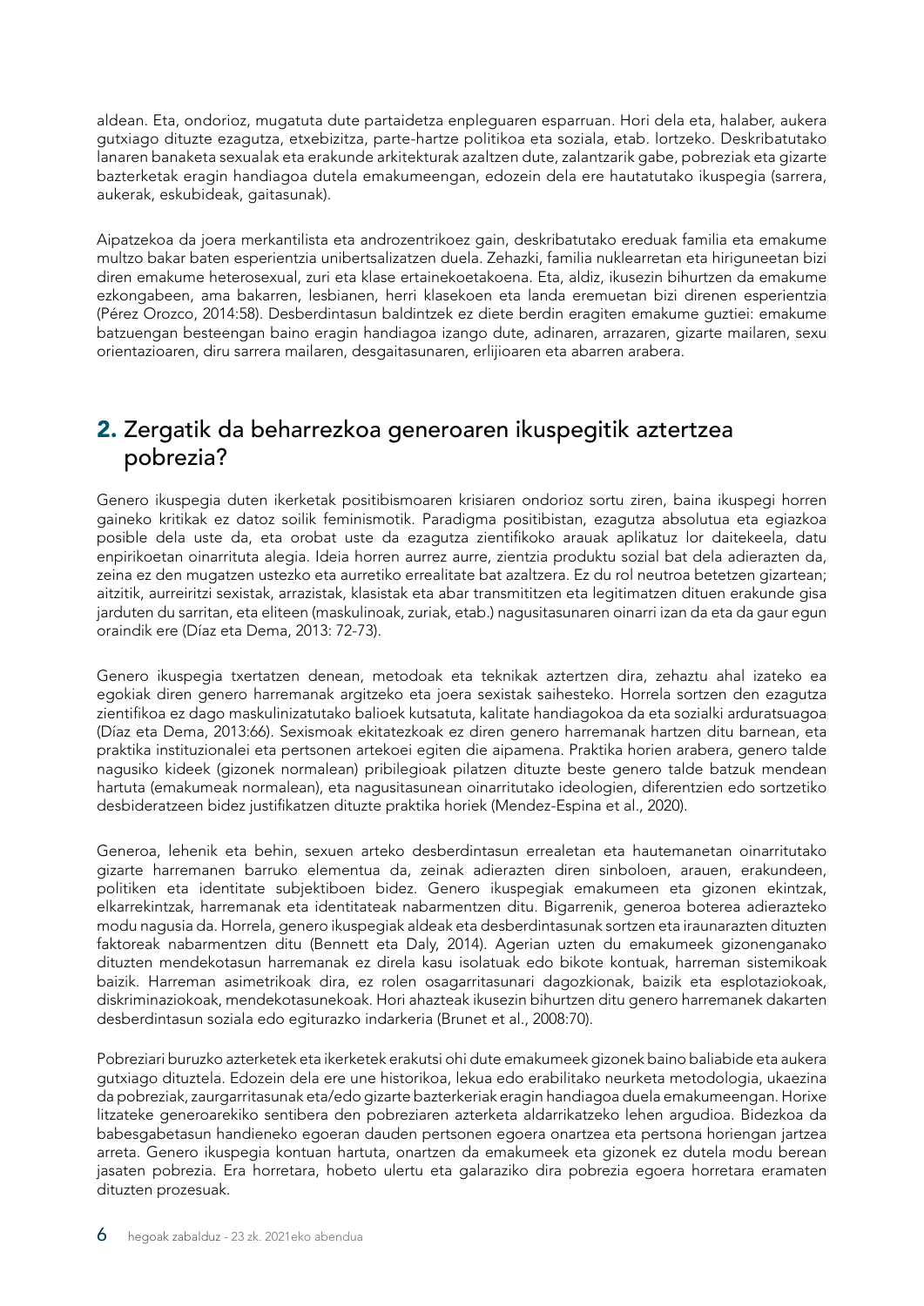aldean. Eta, ondorioz, mugatuta dute partaidetza enpleguaren esparruan. Hori dela eta, halaber, aukera gutxiago dituzte ezagutza, etxebizitza, parte-hartze politikoa eta soziala, etab. lortzeko. Deskribatutako lanaren banaketa sexualak eta erakunde arkitekturak azaltzen dute, zalantzarik gabe, pobreziak eta gizarte bazterketak eragin handiagoa dutela emakumeengan, edozein dela ere hautatutako ikuspegia (sarrera, aukerak, eskubideak, gaitasunak).

Aipatzekoa da joera merkantilista eta androzentrikoez gain, deskribatutako ereduak familia eta emakume multzo bakar baten esperientzia unibertsalizatzen duela. Zehazki, familia nuklearretan eta hiriguneetan bizi diren emakume heterosexual, zuri eta klase ertainekoetakoena. Eta, aldiz, ikusezin bihurtzen da emakume ezkongabeen, ama bakarren, lesbianen, herri klasekoen eta landa eremuetan bizi direnen esperientzia (Pérez Orozco, 2014:58). Desberdintasun baldintzek ez diete berdin eragiten emakume guztiei: emakume batzuengan besteengan baino eragin handiagoa izango dute, adinaren, arrazaren, gizarte mailaren, sexu orientazioaren, diru sarrera mailaren, desgaitasunaren, erlijioaren eta abarren arabera.

## **2.** Zergatik da beharrezkoa generoaren ikuspegitik aztertzea pobrezia?

Genero ikuspegia duten ikerketak positibismoaren krisiaren ondorioz sortu ziren, baina ikuspegi horren gaineko kritikak ez datoz soilik feminismotik. Paradigma positibistan, ezagutza absolutua eta egiazkoa posible dela uste da, eta orobat uste da ezagutza zientifikoko arauak aplikatuz lor daitekeela, datu enpirikoetan oinarrituta alegia. Ideia horren aurrez aurre, zientzia produktu sozial bat dela adierazten da, zeina ez den mugatzen ustezko eta aurretiko errealitate bat azaltzera. Ez du rol neutroa betetzen gizartean; aitzitik, aurreiritzi sexistak, arrazistak, klasistak eta abar transmititzen eta legitimatzen dituen erakunde gisa jarduten du sarritan, eta eliteen (maskulinoak, zuriak, etab.) nagusitasunaren oinarri izan da eta da gaur egun oraindik ere (Díaz eta Dema, 2013: 72-73).

Genero ikuspegia txertatzen denean, metodoak eta teknikak aztertzen dira, zehaztu ahal izateko ea egokiak diren genero harremanak argitzeko eta joera sexistak saihesteko. Horrela sortzen den ezagutza zientifikoa ez dago maskulinizatutako balioek kutsatuta, kalitate handiagokoa da eta sozialki arduratsuagoa (Díaz eta Dema, 2013:66). Sexismoak ekitatezkoak ez diren genero harremanak hartzen ditu barnean, eta praktika instituzionalei eta pertsonen artekoei egiten die aipamena. Praktika horien arabera, genero talde nagusiko kideek (gizonek normalean) pribilegioak pilatzen dituzte beste genero talde batzuk mendean hartuta (emakumeak normalean), eta nagusitasunean oinarritutako ideologien, diferentzien edo sortzetiko desbideratzeen bidez justifikatzen dituzte praktika horiek (Mendez-Espina et al., 2020).

Generoa, lehenik eta behin, sexuen arteko desberdintasun errealetan eta hautemanetan oinarritutako gizarte harremanen barruko elementua da, zeinak adierazten diren sinboloen, arauen, erakundeen, politiken eta identitate subjektiboen bidez. Genero ikuspegiak emakumeen eta gizonen ekintzak, elkarrekintzak, harremanak eta identitateak nabarmentzen ditu. Bigarrenik, generoa boterea adierazteko modu nagusia da. Horrela, genero ikuspegiak aldeak eta desberdintasunak sortzen eta iraunarazten dituzten faktoreak nabarmentzen ditu (Bennett eta Daly, 2014). Agerian uzten du emakumeek gizonenganako dituzten mendekotasun harremanak ez direla kasu isolatuak edo bikote kontuak, harreman sistemikoak baizik. Harreman asimetrikoak dira, ez rolen osagarritasunari dagozkionak, baizik eta esplotaziokoak, diskriminaziokoak, mendekotasunekoak. Hori ahazteak ikusezin bihurtzen ditu genero harremanek dakarten desberdintasun soziala edo egiturazko indarkeria (Brunet et al., 2008:70).

Pobreziari buruzko azterketek eta ikerketek erakutsi ohi dute emakumeek gizonek baino baliabide eta aukera gutxiago dituztela. Edozein dela ere une historikoa, lekua edo erabilitako neurketa metodologia, ukaezina da pobreziak, zaurgarritasunak eta/edo gizarte bazterkeriak eragin handiagoa duela emakumeengan. Horixe litzateke generoarekiko sentibera den pobreziaren azterketa aldarrikatzeko lehen argudioa. Bidezkoa da babesgabetasun handieneko egoeran dauden pertsonen egoera onartzea eta pertsona horiengan jartzea arreta. Genero ikuspegia kontuan hartuta, onartzen da emakumeek eta gizonek ez dutela modu berean jasaten pobrezia. Era horretara, hobeto ulertu eta galaraziko dira pobrezia egoera horretara eramaten dituzten prozesuak.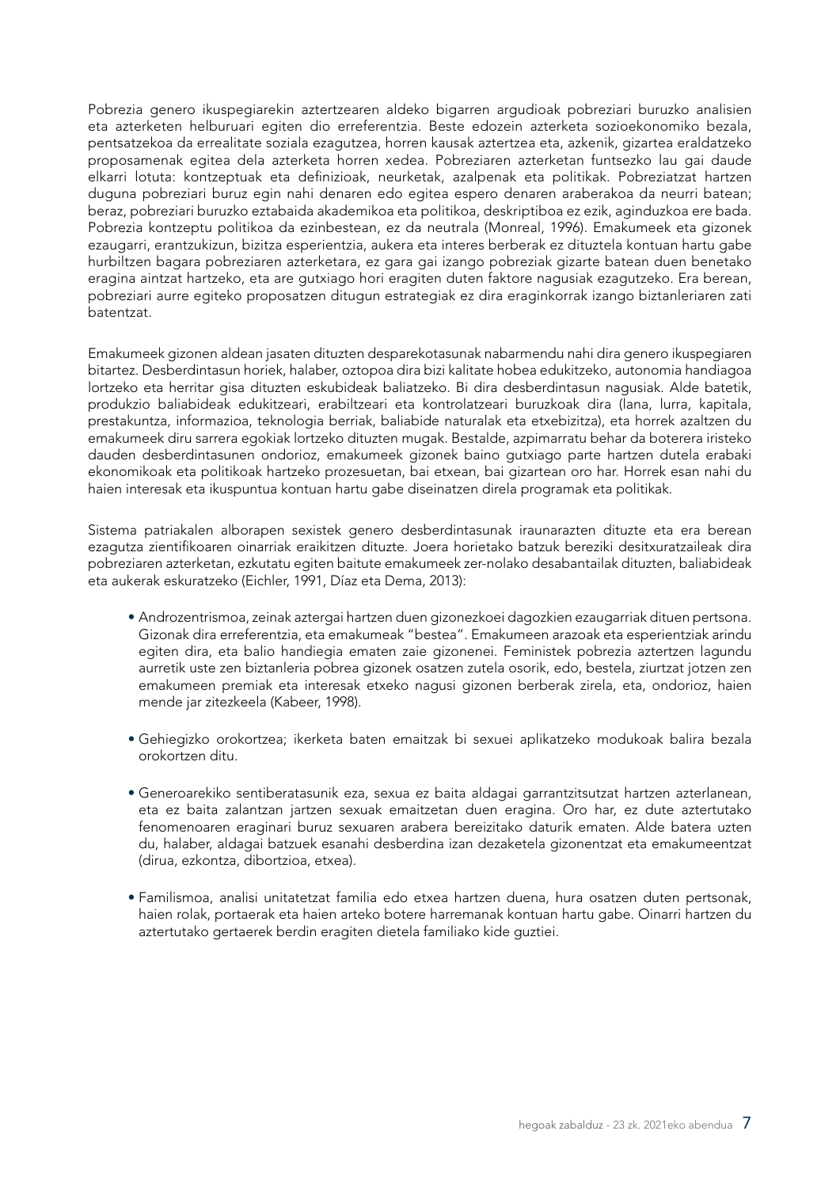Pobrezia genero ikuspegiarekin aztertzearen aldeko bigarren argudioak pobreziari buruzko analisien eta azterketen helburuari egiten dio erreferentzia. Beste edozein azterketa sozioekonomiko bezala, pentsatzekoa da errealitate soziala ezagutzea, horren kausak aztertzea eta, azkenik, gizartea eraldatzeko proposamenak egitea dela azterketa horren xedea. Pobreziaren azterketan funtsezko lau gai daude elkarri lotuta: kontzeptuak eta definizioak, neurketak, azalpenak eta politikak. Pobreziatzat hartzen duguna pobreziari buruz egin nahi denaren edo egitea espero denaren araberakoa da neurri batean; beraz, pobreziari buruzko eztabaida akademikoa eta politikoa, deskriptiboa ez ezik, aginduzkoa ere bada. Pobrezia kontzeptu politikoa da ezinbestean, ez da neutrala (Monreal, 1996). Emakumeek eta gizonek ezaugarri, erantzukizun, bizitza esperientzia, aukera eta interes berberak ez dituztela kontuan hartu gabe hurbiltzen bagara pobreziaren azterketara, ez gara gai izango pobreziak gizarte batean duen benetako eragina aintzat hartzeko, eta are gutxiago hori eragiten duten faktore nagusiak ezagutzeko. Era berean, pobreziari aurre egiteko proposatzen ditugun estrategiak ez dira eraginkorrak izango biztanleriaren zati batentzat.

Emakumeek gizonen aldean jasaten dituzten desparekotasunak nabarmendu nahi dira genero ikuspegiaren bitartez. Desberdintasun horiek, halaber, oztopoa dira bizi kalitate hobea edukitzeko, autonomia handiagoa lortzeko eta herritar gisa dituzten eskubideak baliatzeko. Bi dira desberdintasun nagusiak. Alde batetik, produkzio baliabideak edukitzeari, erabiltzeari eta kontrolatzeari buruzkoak dira (lana, lurra, kapitala, prestakuntza, informazioa, teknologia berriak, baliabide naturalak eta etxebizitza), eta horrek azaltzen du emakumeek diru sarrera egokiak lortzeko dituzten mugak. Bestalde, azpimarratu behar da boterera iristeko dauden desberdintasunen ondorioz, emakumeek gizonek baino gutxiago parte hartzen dutela erabaki ekonomikoak eta politikoak hartzeko prozesuetan, bai etxean, bai gizartean oro har. Horrek esan nahi du haien interesak eta ikuspuntua kontuan hartu gabe diseinatzen direla programak eta politikak.

Sistema patriakalen alborapen sexistek genero desberdintasunak iraunarazten dituzte eta era berean ezagutza zientifikoaren oinarriak eraikitzen dituzte. Joera horietako batzuk bereziki desitxuratzaileak dira pobreziaren azterketan, ezkutatu egiten baitute emakumeek zer-nolako desabantailak dituzten, baliabideak eta aukerak eskuratzeko (Eichler, 1991, Díaz eta Dema, 2013):

- Androzentrismoa, zeinak aztergai hartzen duen gizonezkoei dagozkien ezaugarriak dituen pertsona. Gizonak dira erreferentzia, eta emakumeak "bestea". Emakumeen arazoak eta esperientziak arindu egiten dira, eta balio handiegia ematen zaie gizonenei. Feministek pobrezia aztertzen lagundu aurretik uste zen biztanleria pobrea gizonek osatzen zutela osorik, edo, bestela, ziurtzat jotzen zen emakumeen premiak eta interesak etxeko nagusi gizonen berberak zirela, eta, ondorioz, haien mende jar zitezkeela (Kabeer, 1998).

- Gehiegizko orokortzea; ikerketa baten emaitzak bi sexuei aplikatzeko modukoak balira bezala orokortzen ditu.

- Generoarekiko sentiberatasunik eza, sexua ez baita aldagai garrantzitsutzat hartzen azterlanean, eta ez baita zalantzan jartzen sexuak emaitzetan duen eragina. Oro har, ez dute aztertutako fenomenoaren eraginari buruz sexuaren arabera bereizitako daturik ematen. Alde batera uzten du, halaber, aldagai batzuek esanahi desberdina izan dezaketela gizonentzat eta emakumeentzat (dirua, ezkontza, dibortzioa, etxea).

- Familismoa, analisi unitatetzat familia edo etxea hartzen duena, hura osatzen duten pertsonak, haien rolak, portaerak eta haien arteko botere harremanak kontuan hartu gabe. Oinarri hartzen du aztertutako gertaerek berdin eragiten dietela familiako kide guztiei.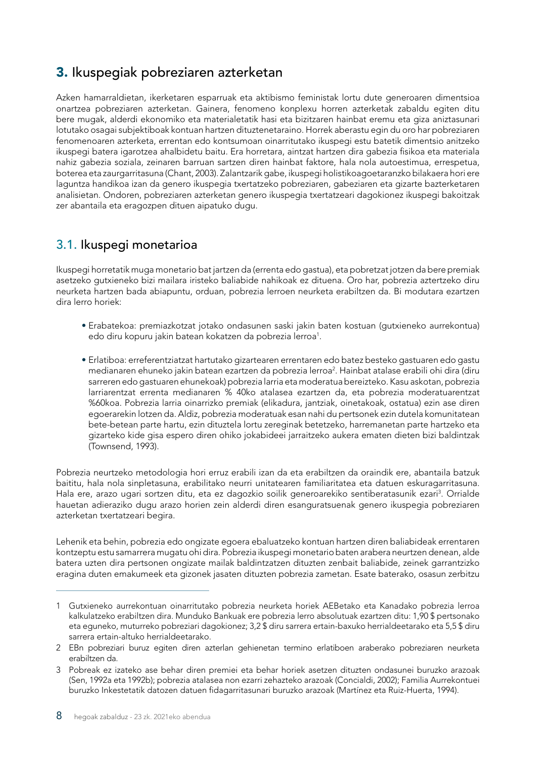## **3.** Ikuspegiak pobreziaren azterketan

Azken hamarraldietan, ikerketaren esparruak eta aktibismo feministak lortu dute generoaren dimentsioa onartzea pobreziaren azterketan. Gainera, fenomeno konplexu horren azterketak zabaldu egiten ditu bere mugak, alderdi ekonomiko eta materialetatik hasi eta bizitzaren hainbat eremu eta giza aniztasunari lotutako osagai subjektiboak kontuan hartzen dituztenetaraino. Horrek aberastu egin du oro har pobreziaren fenomenoaren azterketa, errentan edo kontsumoan oinarritutako ikuspegi estu batetik dimentsio anitzeko ikuspegi batera igarotzea ahalbidetu baitu. Era horretara, aintzat hartzen dira gabezia fisikoa eta materiala nahiz gabezia soziala, zeinaren barruan sartzen diren hainbat faktore, hala nola autoestimua, errespetua, boterea eta zaurgarritasuna (Chant, 2003). Zalantzarik gabe, ikuspegi holistikoagoetaranzko bilakaera hori ere laguntza handikoa izan da genero ikuspegia txertatzeko pobreziaren, gabeziaren eta gizarte bazterketaren analisietan. Ondoren, pobreziaren azterketan genero ikuspegia txertatzeari dagokionez ikuspegi bakoitzak zer abantaila eta eragozpen dituen aipatuko dugu.

### 3.1. Ikuspegi monetarioa

Ikuspegi horretatik muga monetario bat jartzen da (errenta edo gastua), eta pobretzat jotzen da bere premiak asetzeko gutxieneko bizi mailara iristeko baliabide nahikoak ez dituena. Oro har, pobrezia aztertzeko diru neurketa hartzen bada abiapuntu, orduan, pobrezia lerroen neurketa erabiltzen da. Bi modutara ezartzen dira lerro horiek:

- Erabatekoa: premiazkotzat jotako ondasunen saski jakin baten kostuan (gutxieneko aurrekontua) edo diru kopuru jakin batean kokatzen da pobrezia lerroa[1].

- Erlatiboa: erreferentziatzat hartutako gizartearen errentaren edo batez besteko gastuaren edo gastu medianaren ehuneko jakin batean ezartzen da pobrezia lerroa[2]. Hainbat atalase erabili ohi dira (diru sarreren edo gastuaren ehunekoak) pobrezia larria eta moderatua bereizteko. Kasu askotan, pobrezia larriarentzat errenta medianaren % 40ko atalasea ezartzen da, eta pobrezia moderatuarentzat %60koa. Pobrezia larria oinarrizko premiak (elikadura, jantziak, oinetakoak, ostatua) ezin ase diren egoerarekin lotzen da. Aldiz, pobrezia moderatuak esan nahi du pertsonek ezin dutela komunitatean bete-betean parte hartu, ezin dituztela lortu zereginak betetzeko, harremanetan parte hartzeko eta gizarteko kide gisa espero diren ohiko jokabideei jarraitzeko aukera ematen dieten bizi baldintzak (Townsend, 1993).

Pobrezia neurtzeko metodologia hori erruz erabili izan da eta erabiltzen da oraindik ere, abantaila batzuk baititu, hala nola sinpletasuna, erabilitako neurri unitatearen familiaritatea eta datuen eskuragarritasuna. Hala ere, arazo ugari sortzen ditu, eta ez dagozkio soilik generoarekiko sentiberatasunik ezari[3]. Orrialde hauetan adieraziko dugu arazo horien zein alderdi diren esanguratsuenak genero ikuspegia pobreziaren azterketan txertatzeari begira.

Lehenik eta behin, pobrezia edo ongizate egoera ebaluatzeko kontuan hartzen diren baliabideak errentaren kontzeptu estu samarrera mugatu ohi dira. Pobrezia ikuspegi monetario baten arabera neurtzen denean, alde batera uzten dira pertsonen ongizate mailak baldintzatzen dituzten zenbait baliabide, zeinek garrantzizko eragina duten emakumeek eta gizonek jasaten dituzten pobrezia zametan. Esate baterako, osasun zerbitzu

---

1 Gutxieneko aurrekontuan oinarritutako pobrezia neurketa horiek AEBetako eta Kanadako pobrezia lerroa kalkulatzeko erabiltzen dira. Munduko Bankuak ere pobrezia lerro absolutuak ezartzen ditu: 1,90 $ pertsonako eta eguneko, muturreko pobreziari dagokionez; 3,2 $ diru sarrera ertain-baxuko herrialdeetarako eta 5,5 $ diru sarrera ertain-altuko herrialdeetarako.

2 EBn pobreziari buruz egiten diren azterlan gehienetan termino erlatiboen araberako pobreziaren neurketa erabiltzen da.

3 Pobreak ez izateko ase behar diren premiei eta behar horiek asetzen dituzten ondasunei buruzko arazoak (Sen, 1992a eta 1992b); pobrezia atalasea non ezarri zehazteko arazoak (Concialdi, 2002); Familia Aurrekontuei buruzko Inkestetatik datozen datuen fidagarritasunari buruzko arazoak (Martínez eta Ruiz-Huerta, 1994).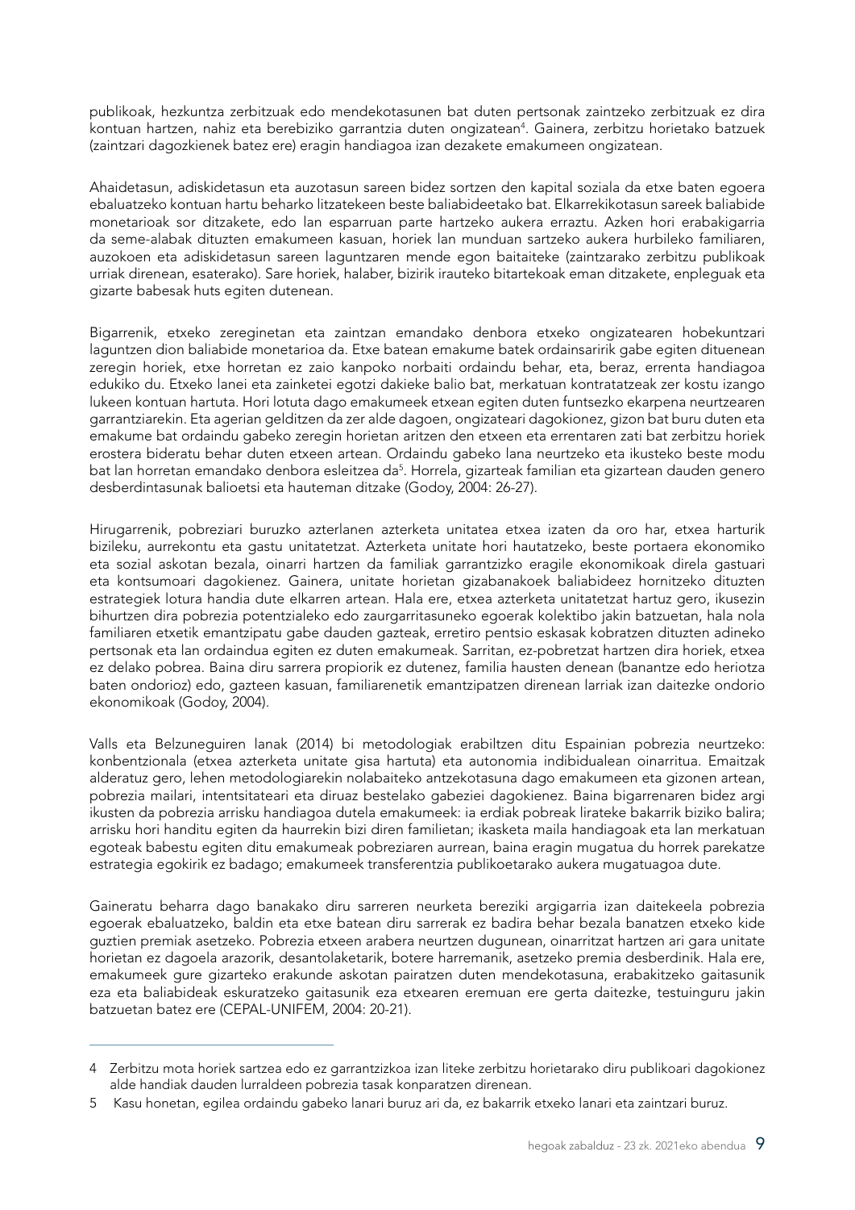publikoak, hezkuntza zerbitzuak edo mendekotasunen bat duten pertsonak zaintzeko zerbitzuak ez dira kontuan hartzen, nahiz eta berebiziko garrantzia duten ongizatean[4]. Gainera, zerbitzu horietako batzuek (zaintzari dagozkienek batez ere) eragin handiagoa izan dezakete emakumeen ongizatean.

Ahaidetasun, adiskidetasun eta auzotasun sareen bidez sortzen den kapital soziala da etxe baten egoera ebaluatzeko kontuan hartu beharko litzatekeen beste baliabideetako bat. Elkarrekikotasun sareek baliabide monetarioak sor ditzakete, edo lan esparruan parte hartzeko aukera erraztu. Azken hori erabakigarria da seme-alabak dituzten emakumeen kasuan, horiek lan munduan sartzeko aukera hurbileko familiaren, auzokoen eta adiskidetasun sareen laguntzaren mende egon baitaiteke (zaintzarako zerbitzu publikoak urriak direnean, esaterako). Sare horiek, halaber, bizirik irauteko bitartekoak eman ditzakete, enpleguak eta gizarte babesak huts egiten dutenean.

Bigarrenik, etxeko zereginetan eta zaintzan emandako denbora etxeko ongizatearen hobekuntzari laguntzen dion baliabide monetarioa da. Etxe batean emakume batek ordainsaririk gabe egiten dituenean zeregin horiek, etxe horretan ez zaio kanpoko norbaiti ordaindu behar, eta, beraz, errenta handiagoa edukiko du. Etxeko lanei eta zainketei egotzi dakieke balio bat, merkatuan kontratatzeak zer kostu izango lukeen kontuan hartuta. Hori lotuta dago emakumeek etxean egiten duten funtsezko ekarpena neurtzearen garrantziarekin. Eta agerian gelditzen da zer alde dagoen, ongizateari dagokionez, gizon bat buru duten eta emakume bat ordaindu gabeko zeregin horietan aritzen den etxeen eta errentaren zati bat zerbitzu horiek erostera bideratu behar duten etxeen artean. Ordaindu gabeko lana neurtzeko eta ikusteko beste modu bat lan horretan emandako denbora esleitzea da[5]. Horrela, gizarteak familian eta gizartean dauden genero desberdintasunak balioetsi eta hauteman ditzake (Godoy, 2004: 26-27).

Hirugarrenik, pobreziari buruzko azterlanen azterketa unitatea etxea izaten da oro har, etxea harturik bizileku, aurrekontu eta gastu unitatetzat. Azterketa unitate hori hautatzeko, beste portaera ekonomiko eta sozial askotan bezala, oinarri hartzen da familiak garrantzizko eragile ekonomikoak direla gastuari eta kontsumoari dagokienez. Gainera, unitate horietan gizabanakoek baliabideez hornitzeko dituzten estrategiek lotura handia dute elkarren artean. Hala ere, etxea azterketa unitatetzat hartuz gero, ikusezin bihurtzen dira pobrezia potentzialeko edo zaurgarritasuneko egoerak kolektibo jakin batzuetan, hala nola familiaren etxetik emantzipatu gabe dauden gazteak, erretiro pentsio eskasak kobratzen dituzten adineko pertsonak eta lan ordaindua egiten ez duten emakumeak. Sarritan, ez-pobretzat hartzen dira horiek, etxea ez delako pobrea. Baina diru sarrera propiorik ez dutenez, familia hausten denean (banantze edo heriotza baten ondorioz) edo, gazteen kasuan, familiarenetik emantzipatzen direnean larriak izan daitezke ondorio ekonomikoak (Godoy, 2004).

Valls eta Belzuneguiren lanak (2014) bi metodologiak erabiltzen ditu Espainian pobrezia neurtzeko: konbentzionala (etxea azterketa unitate gisa hartuta) eta autonomia indibidualean oinarritua. Emaitzak alderatuz gero, lehen metodologiarekin nolabaiteko antzekotasuna dago emakumeen eta gizonen artean, pobrezia mailari, intentsitateari eta diruaz bestelako gabeziei dagokienez. Baina bigarrenaren bidez argi ikusten da pobrezia arrisku handiagoa dutela emakumeek: ia erdiak pobreak lirateke bakarrik biziko balira; arrisku hori handitu egiten da haurrekin bizi diren familietan; ikasketa maila handiagoak eta lan merkatuan egoteak babestu egiten ditu emakumeak pobreziaren aurrean, baina eragin mugatua du horrek parekatze estrategia egokirik ez badago; emakumeek transferentzia publikoetarako aukera mugatuagoa dute.

Gaineratu beharra dago banakako diru sarreren neurketa bereziki argigarria izan daitekeela pobrezia egoerak ebaluatzeko, baldin eta etxe batean diru sarrerak ez badira behar bezala banatzen etxeko kide guztien premiak asetzeko. Pobrezia etxeen arabera neurtzen dugunean, oinarritzat hartzen ari gara unitate horietan ez dagoela arazorik, desantolaketarik, botere harremanik, asetzeko premia desberdinik. Hala ere, emakumeek gure gizarteko erakunde askotan pairatzen duten mendekotasuna, erabakitzeko gaitasunik eza eta baliabideak eskuratzeko gaitasunik eza etxearen eremuan ere gerta daitezke, testuinguru jakin batzuetan batez ere (CEPAL-UNIFEM, 2004: 20-21).

---

4 Zerbitzu mota horiek sartzea edo ez garrantzizkoa izan liteke zerbitzu horietarako diru publikoari dagokionez alde handiak dauden lurraldeen pobrezia tasak konparatzen direnean.

5 Kasu honetan, egilea ordaindu gabeko lanari buruz ari da, ez bakarrik etxeko lanari eta zaintzari buruz.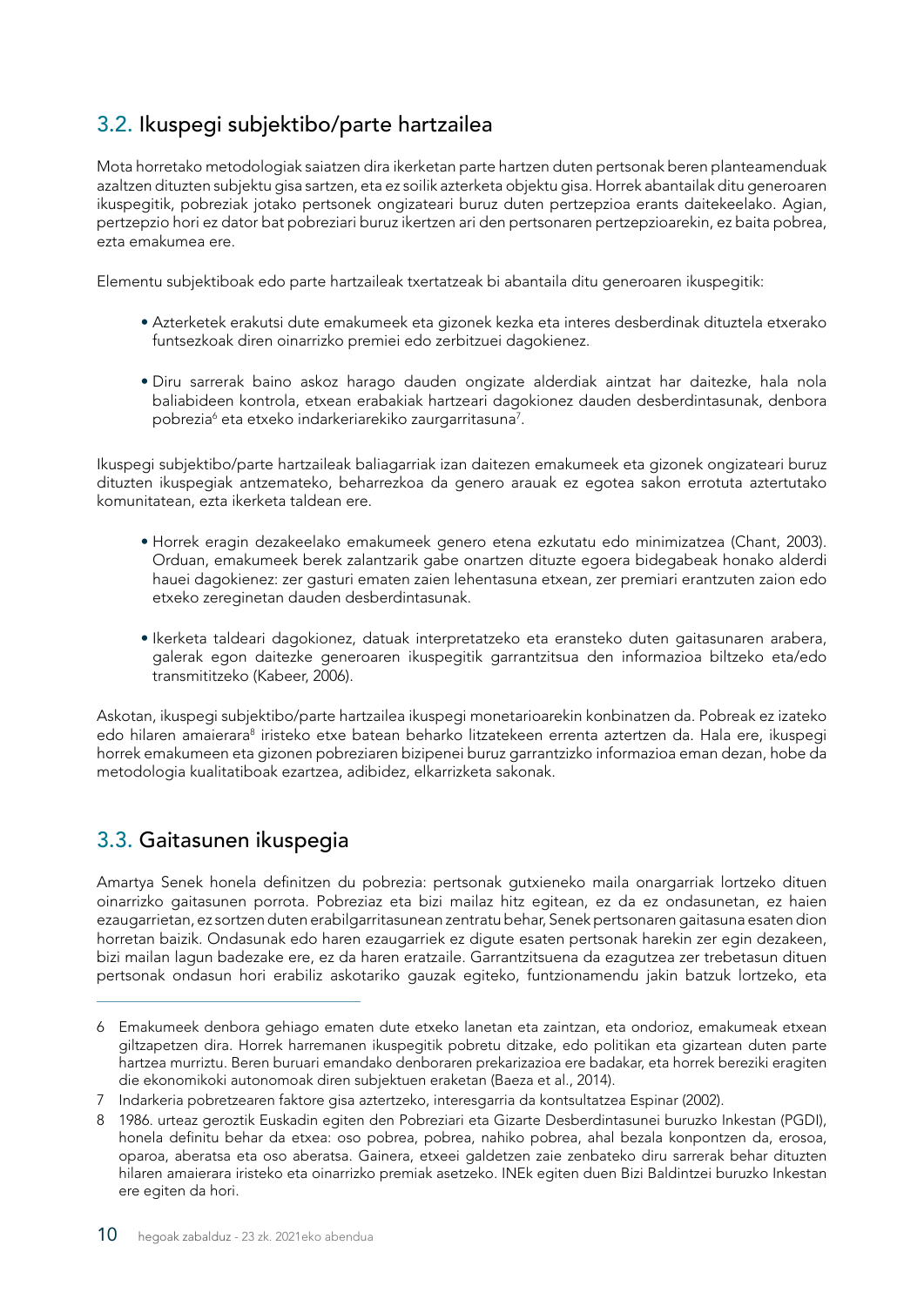## 3.2. Ikuspegi subjektibo/parte hartzailea

Mota horretako metodologiak saiatzen dira ikerketan parte hartzen duten pertsonak beren planteamenduak azaltzen dituzten subjektu gisa sartzen, eta ez soilik azterketa objektu gisa. Horrek abantailak ditu generoaren ikuspegitik, pobreziak jotako pertsonek ongizateari buruz duten pertzepzioa erants daitekeelako. Agian, pertzepzio hori ez dator bat pobreziari buruz ikertzen ari den pertsonaren pertzepzioarekin, ez baita pobrea, ezta emakumea ere.

Elementu subjektiboak edo parte hartzaileak txertatzeak bi abantaila ditu generoaren ikuspegitik:

- Azterketek erakutsi dute emakumeek eta gizonek kezka eta interes desberdinak dituztela etxerako funtsezkoak diren oinarrizko premiei edo zerbitzuei dagokienez.
- Diru sarrerak baino askoz harago dauden ongizate alderdiak aintzat har daitezke, hala nola baliabideen kontrola, etxean erabakiak hartzeari dagokionez dauden desberdintasunak, denbora pobrezia[6] eta etxeko indarkeriarekiko zaurgarritasuna[7].

Ikuspegi subjektibo/parte hartzaileak baliagarriak izan daitezen emakumeek eta gizonek ongizateari buruz dituzten ikuspegiak antzemateko, beharrezkoa da genero arauak ez egotea sakon errotuta aztertutako komunitatean, ezta ikerketa taldean ere.

- Horrek eragin dezakeelako emakumeek genero etena ezkutatu edo minimizatzea (Chant, 2003). Orduan, emakumeek berek zalantzarik gabe onartzen dituzte egoera bidegabeak honako alderdi hauei dagokienez: zer gasturi ematen zaien lehentasuna etxean, zer premiari erantzuten zaion edo etxeko zereginetan dauden desberdintasunak.
- Ikerketa taldeari dagokionez, datuak interpretatzeko eta eransteko duten gaitasunaren arabera, galerak egon daitezke generoaren ikuspegitik garrantzitsua den informazioa biltzeko eta/edo transmititzeko (Kabeer, 2006).

Askotan, ikuspegi subjektibo/parte hartzailea ikuspegi monetarioarekin konbinatzen da. Pobreak ez izateko edo hilaren amaierara[8] iristeko etxe batean beharko litzatekeen errenta aztertzen da. Hala ere, ikuspegi horrek emakumeen eta gizonen pobreziaren bizipenei buruz garrantzizko informazioa eman dezan, hobe da metodologia kualitatiboak ezartzea, adibidez, elkarrizketa sakonak.

## 3.3. Gaitasunen ikuspegia

Amartya Senek honela definitzen du pobrezia: pertsonak gutxieneko maila onargarriak lortzeko dituen oinarrizko gaitasunen porrota. Pobreziaz eta bizi mailaz hitz egitean, ez da ez ondasunetan, ez haien ezaugarrietan, ez sortzen duten erabilgarritasunean zentratu behar, Senek pertsonaren gaitasuna esaten dion horretan baizik. Ondasunak edo haren ezaugarriek ez digute esaten pertsonak harekin zer egin dezakeen, bizi mailan lagun badezake ere, ez da haren eratzaile. Garrantzitsuena da ezagutzea zer trebetasun dituen pertsonak ondasun hori erabiliz askotariko gauzak egiteko, funtzionamendu jakin batzuk lortzeko, eta

---

6 Emakumeek denbora gehiago ematen dute etxeko lanetan eta zaintzan, eta ondorioz, emakumeak etxean giltzapetzen dira. Horrek harremanen ikuspegitik pobretu ditzake, edo politikan eta gizartean duten parte hartzea murriztu. Beren buruari emandako denboraren prekarizazioa ere badakar, eta horrek bereziki eragiten die ekonomikoki autonomoak diren subjektuen eraketan (Baeza et al., 2014).

7 Indarkeria pobretzearen faktore gisa aztertzeko, interesgarria da kontsultatzea Espinar (2002).

8 1986. urteaz geroztik Euskadin egiten den Pobreziari eta Gizarte Desberdintasunei buruzko Inkestan (PGDI), honela definitu behar da etxea: oso pobrea, pobrea, nahiko pobrea, ahal bezala konpontzen da, erosoa, oparoa, aberatsa eta oso aberatsa. Gainera, etxeei galdetzen zaie zenbateko diru sarrerak behar dituzten hilaren amaierara iristeko eta oinarrizko premiak asetzeko. INEk egiten duen Bizi Baldintzei buruzko Inkestan ere egiten da hori.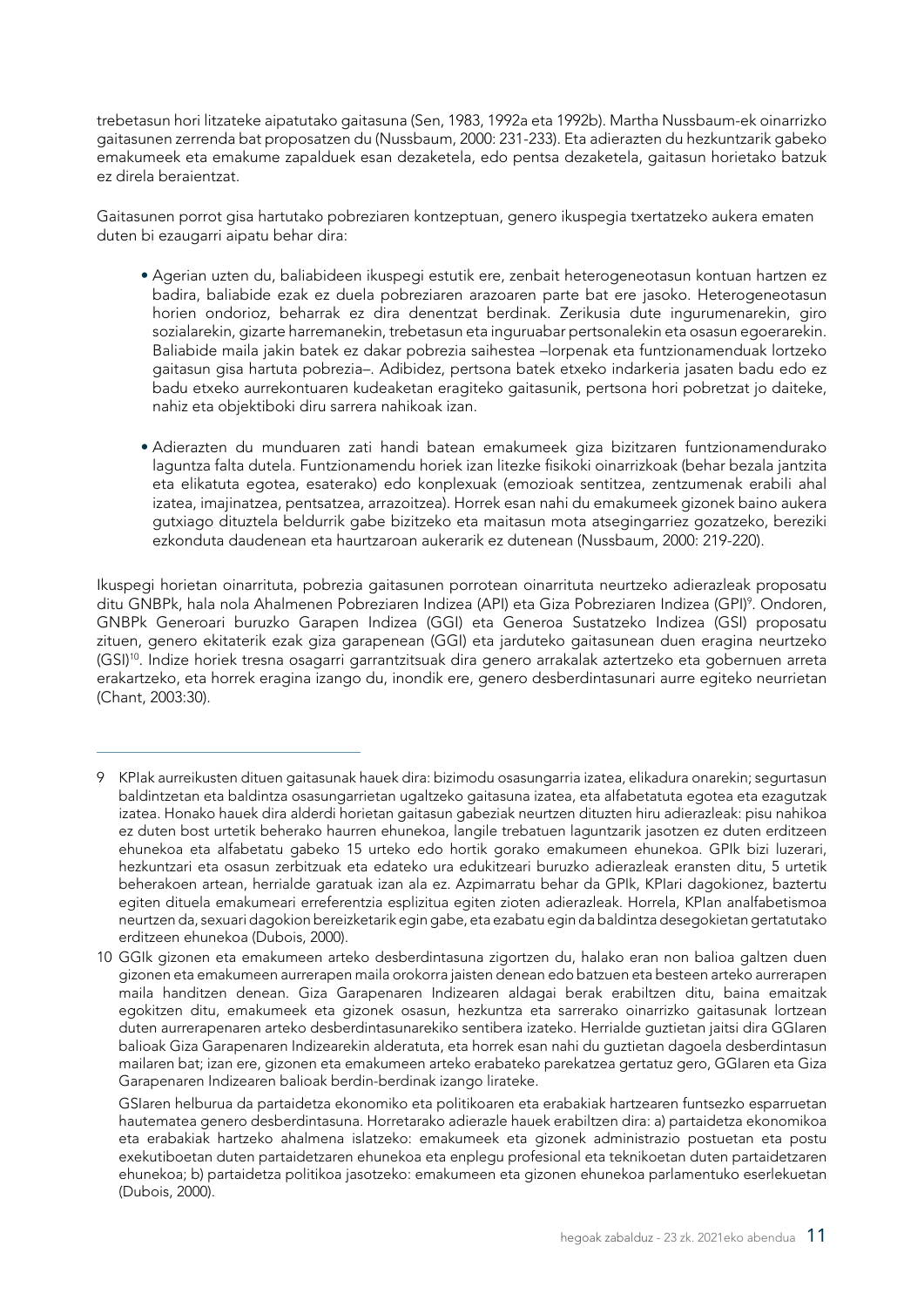trebetasun hori litzateke aipatutako gaitasuna (Sen, 1983, 1992a eta 1992b). Martha Nussbaum-ek oinarrizko gaitasunen zerrenda bat proposatzen du (Nussbaum, 2000: 231-233). Eta adierazten du hezkuntzarik gabeko emakumeek eta emakume zapalduek esan dezaketela, edo pentsa dezaketela, gaitasun horietako batzuk ez direla beraientzat.

Gaitasunen porrot gisa hartutako pobreziaren kontzeptuan, genero ikuspegia txertatzeko aukera ematen duten bi ezaugarri aipatu behar dira:

- Agerian uzten du, baliabideen ikuspegi estutik ere, zenbait heterogeneotasun kontuan hartzen ez badira, baliabide ezak ez duela pobreziaren arazoaren parte bat ere jasoko. Heterogeneotasun horien ondorioz, beharrak ez dira denentzat berdinak. Zerikusia dute ingurumenarekin, giro sozialarekin, gizarte harremanekin, trebetasun eta inguruabar pertsonalekin eta osasun egoerarekin. Baliabide maila jakin batek ez dakar pobrezia saihestea –lorpenak eta funtzionamenduak lortzeko gaitasun gisa hartuta pobrezia–. Adibidez, pertsona batek etxeko indarkeria jasaten badu edo ez badu etxeko aurrekontuaren kudeaketan eragiteko gaitasunik, pertsona hori pobretzat jo daiteke, nahiz eta objektiboki diru sarrera nahikoak izan.

- Adierazten du munduaren zati handi batean emakumeek giza bizitzaren funtzionamendurako laguntza falta dutela. Funtzionamendu horiek izan litezke fisikoki oinarrizkoak (behar bezala jantzita eta elikatuta egotea, esaterako) edo konplexuak (emozioak sentitzea, zentzumenak erabili ahal izatea, imajinatzea, pentsatzea, arrazoitzea). Horrek esan nahi du emakumeek gizonek baino aukera gutxiago dituztela beldurrik gabe bizitzeko eta maitasun mota atsegingarriez gozatzeko, bereziki ezkonduta daudenean eta haurtzaroan aukerarik ez dutenean (Nussbaum, 2000: 219-220).

Ikuspegi horietan oinarrituta, pobrezia gaitasunen porrotean oinarrituta neurtzeko adierazleak proposatu ditu GNBPk, hala nola Ahalmenen Pobreziaren Indizea (API) eta Giza Pobreziaren Indizea (GPI)[9]. Ondoren, GNBPk Generoari buruzko Garapen Indizea (GGI) eta Generoa Sustatzeko Indizea (GSI) proposatu zituen, genero ekitaterik ezak giza garapenean (GGI) eta jarduteko gaitasunean duen eragina neurtzeko (GSI)[10]. Indize horiek tresna osagarri garrantzitsuak dira genero arrakalak aztertzeko eta gobernuen arreta erakartzeko, eta horrek eragina izango du, inondik ere, genero desberdintasunari aurre egiteko neurrietan (Chant, 2003:30).

---

9 KPIak aurreikusten dituen gaitasunak hauek dira: bizimodu osasungarria izatea, elikadura onarekin; segurtasun baldintzetan eta baldintza osasungarrietan ugaltzeko gaitasuna izatea, eta alfabetatuta egotea eta ezagutzak izatea. Honako hauek dira alderdi horietan gaitasun gabeziak neurtzen dituzten hiru adierazleak: pisu nahikoa ez duten bost urtetik beherako haurren ehunekoa, langile trebatuen laguntzarik jasotzen ez duten erditzeen ehunekoa eta alfabetatu gabeko 15 urteko edo hortik gorako emakumeen ehunekoa. GPIk bizi luzerari, hezkuntzari eta osasun zerbitzuak eta edateko ura edukitzeari buruzko adierazleak eransten ditu, 5 urtetik beherakoen artean, herrialde garatuak izan ala ez. Azpimarratu behar da GPIk, KPIari dagokionez, baztertu egiten dituela emakumeari erreferentzia esplizitua egiten zioten adierazleak. Horrela, KPIan analfabetismoa neurtzen da, sexuari dagokion bereizketarik egin gabe, eta ezabatu egin da baldintza desegokietan gertatutako erditzeen ehunekoa (Dubois, 2000).

10 GGIk gizonen eta emakumeen arteko desberdintasuna zigortzen du, halako eran non balioa galtzen duen gizonen eta emakumeen aurrerapen maila orokorra jaisten denean edo batzuen eta besteen arteko aurrerapen maila handitzen denean. Giza Garapenaren Indizearen aldagai berak erabiltzen ditu, baina emaitzak egokitzen ditu, emakumeek eta gizonek osasun, hezkuntza eta sarrerako oinarrizko gaitasunak lortzean duten aurrerapenaren arteko desberdintasunarekiko sentibera izateko. Herrialde guztietan jaitsi dira GGIaren balioak Giza Garapenaren Indizearekin alderatuta, eta horrek esan nahi du guztietan dagoela desberdintasun mailaren bat; izan ere, gizonen eta emakumeen arteko erabateko parekatzea gertatuz gero, GGIaren eta Giza Garapenaren Indizearen balioak berdin-berdinak izango lirateke.

GSIaren helburua da partaidetza ekonomiko eta politikoaren eta erabakiak hartzearen funtsezko esparruetan hautematea genero desberdintasuna. Horretarako adierazle hauek erabiltzen dira: a) partaidetza ekonomikoa eta erabakiak hartzeko ahalmena islatzeko: emakumeek eta gizonek administrazio postuetan eta postu exekutiboetan duten partaidetzaren ehunekoa eta enplegu profesional eta teknikoetan duten partaidetzaren ehunekoa; b) partaidetza politikoa jasotzeko: emakumeen eta gizonen ehunekoa parlamentuko eserlekuetan (Dubois, 2000).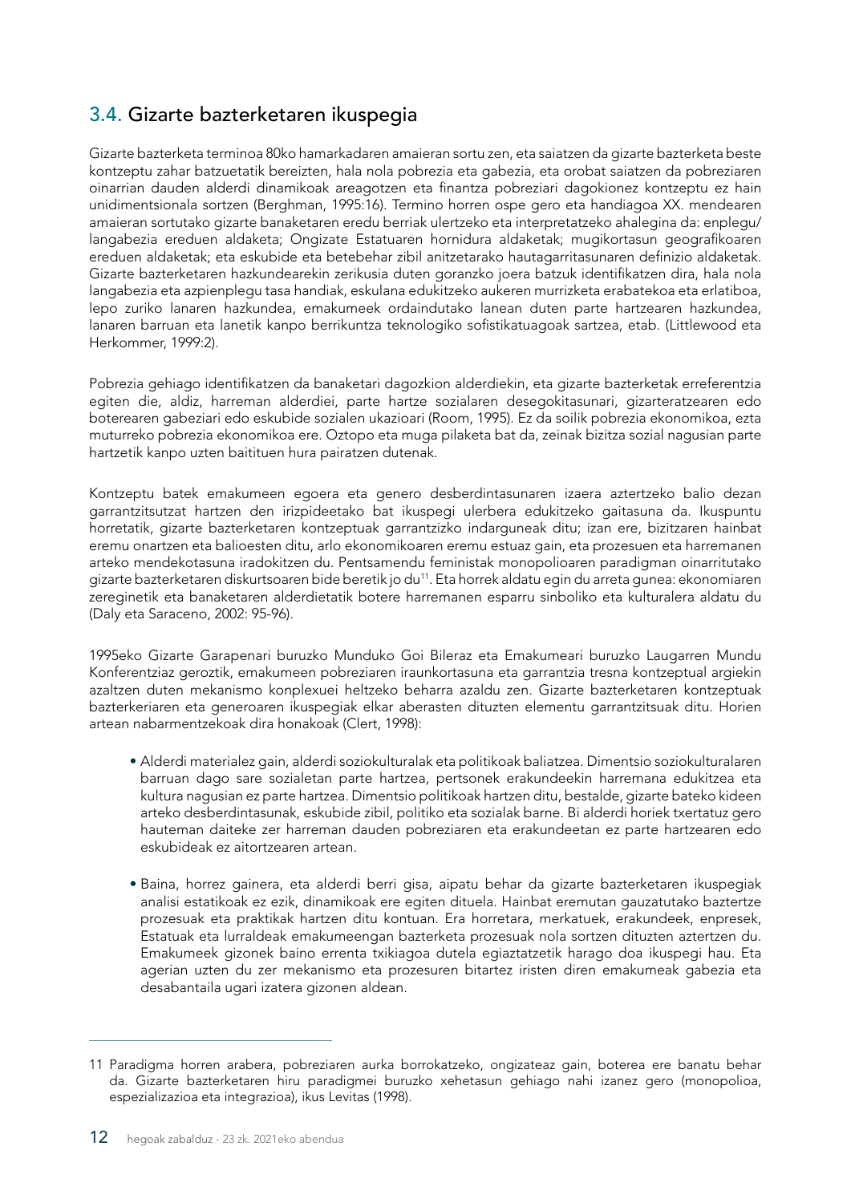## 3.4. Gizarte bazterketaren ikuspegia

Gizarte bazterketa terminoa 80ko hamarkadaren amaieran sortu zen, eta saiatzen da gizarte bazterketa beste kontzeptu zahar batzuetatik bereizten, hala nola pobrezia eta gabezia, eta orobat saiatzen da pobreziaren oinarrian dauden alderdi dinamikoak areagotzen eta finantza pobreziari dagokionez kontzeptu ez hain unidimentsionala sortzen (Berghman, 1995:16). Termino horren ospe gero eta handiagoa XX. mendearen amaieran sortutako gizarte banaketaren eredu berriak ulertzeko eta interpretatzeko ahalegina da: enplegu/langabezia ereduen aldaketa; Ongizate Estatuaren hornidura aldaketak; mugikortasun geografikoaren ereduen aldaketak; eta eskubide eta betebehar zibil anitzetarako hautagarritasunaren definizio aldaketak. Gizarte bazterketaren hazkundearekin zerikusia duten goranzko joera batzuk identifikatzen dira, hala nola langabezia eta azpienplegu tasa handiak, eskulana edukitzeko aukeren murrizketa erabatekoa eta erlatiboa, lepo zuriko lanaren hazkundea, emakumeek ordaindutako lanean duten parte hartzearen hazkundea, lanaren barruan eta lanetik kanpo berrikuntza teknologiko sofistikatuagoak sartzea, etab. (Littlewood eta Herkommer, 1999:2).

Pobrezia gehiago identifikatzen da banaketari dagozkion alderdiekin, eta gizarte bazterketak erreferentzia egiten die, aldiz, harreman alderdiei, parte hartze sozialaren desegokitasunari, gizarteratzearen edo boterearen gabeziari edo eskubide sozialen ukazioari (Room, 1995). Ez da soilik pobrezia ekonomikoa, ezta muturreko pobrezia ekonomikoa ere. Oztopo eta muga pilaketa bat da, zeinak bizitza sozial nagusian parte hartzetik kanpo uzten baitituen hura pairatzen dutenak.

Kontzeptu batek emakumeen egoera eta genero desberdintasunaren izaera aztertzeko balio dezan garrantzitsutzat hartzen den irizpideetako bat ikuspegi ulerbera edukitzeko gaitasuna da. Ikuspuntu horretatik, gizarte bazterketaren kontzeptuak garrantzizko indarguneak ditu; izan ere, bizitzaren hainbat eremu onartzen eta balioesten ditu, arlo ekonomikoaren eremu estuaz gain, eta prozesuen eta harremanen arteko mendekotasuna iradokitzen du. Pentsamendu feministak monopolioaren paradigman oinarritutako gizarte bazterketaren diskurtsoaren bide beretik jo du[11]. Eta horrek aldatu egin du arreta gunea: ekonomiaren zereginetik eta banaketaren alderdietatik botere harremanen esparru sinboliko eta kulturalera aldatu du (Daly eta Saraceno, 2002: 95-96).

1995eko Gizarte Garapenari buruzko Munduko Goi Bileraz eta Emakumeari buruzko Laugarren Mundu Konferentziaz geroztik, emakumeen pobreziaren iraunkortasuna eta garrantzia tresna kontzeptual argiekin azaltzen duten mekanismo konplexuei heltzeko beharra azaldu zen. Gizarte bazterketaren kontzeptuak bazterkeriaren eta generoaren ikuspegiak elkar aberasten dituzten elementu garrantzitsuak ditu. Horien artean nabarmentzekoak dira honakoak (Clert, 1998):

- Alderdi materialez gain, alderdi soziokulturalak eta politikoak baliatzea. Dimentsio soziokulturalaren barruan dago sare sozialetan parte hartzea, pertsonek erakundeekin harremana edukitzea eta kultura nagusian ez parte hartzea. Dimentsio politikoak hartzen ditu, bestalde, gizarte bateko kideen arteko desberdintasunak, eskubide zibil, politiko eta sozialak barne. Bi alderdi horiek txertatuz gero hauteman daiteke zer harreman dauden pobreziaren eta erakundeetan ez parte hartzearen edo eskubideak ez aitortzearen artean.

- Baina, horrez gainera, eta alderdi berri gisa, aipatu behar da gizarte bazterketaren ikuspegiak analisi estatikoak ez ezik, dinamikoak ere egiten dituela. Hainbat eremutan gauzatutako baztertze prozesuak eta praktikak hartzen ditu kontuan. Era horretara, merkatuek, erakundeek, enpresek, Estatuak eta lurraldeak emakumeengan bazterketa prozesuak nola sortzen dituzten aztertzen du. Emakumeek gizonek baino errenta txikiagoa dutela egiaztatzetik harago doa ikuspegi hau. Eta agerian uzten du zer mekanismo eta prozesuren bitartez iristen diren emakumeak gabezia eta desabantaila ugari izatera gizonen aldean.

---

[11] Paradigma horren arabera, pobreziaren aurka borrokatzeko, ongizateaz gain, boterea ere banatu behar da. Gizarte bazterketaren hiru paradigmei buruzko xehetasun gehiago nahi izanez gero (monopolioa, espezializazioa eta integrazioa), ikus Levitas (1998).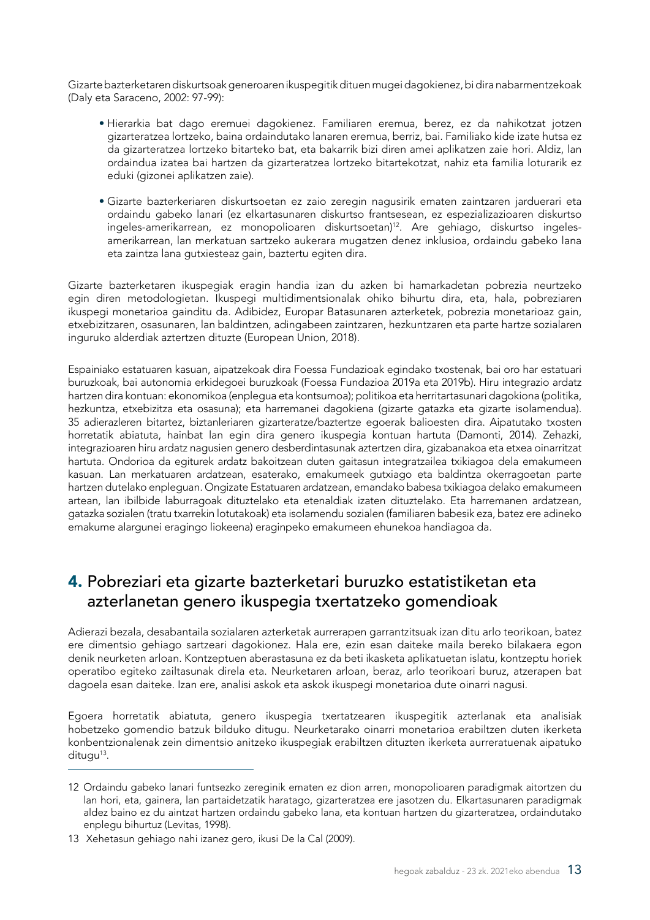Gizarte bazterketaren diskurtsoak generoaren ikuspegitik dituen mugei dagokienez, bi dira nabarmentzekoak (Daly eta Saraceno, 2002: 97-99):

- Hierarkia bat dago eremuei dagokienez. Familiaren eremua, berez, ez da nahikotzat jotzen gizarteratzea lortzeko, baina ordaindutako lanaren eremua, berriz, bai. Familiako kide izate hutsa ez da gizarteratzea lortzeko bitarteko bat, eta bakarrik bizi diren amei aplikatzen zaie hori. Aldiz, lan ordaindua izatea bai hartzen da gizarteratzea lortzeko bitartekotzat, nahiz eta familia loturarik ez eduki (gizonei aplikatzen zaie).

- Gizarte bazterkeriaren diskurtsoetan ez zaio zeregin nagusirik ematen zaintzaren jarduerari eta ordaindu gabeko lanari (ez elkartasunaren diskurtso frantsesean, ez espezializazioaren diskurtso ingeles-amerikarrean, ez monopolioaren diskurtsoetan)[12]. Are gehiago, diskurtso ingeles-amerikarrean, lan merkatuan sartzeko aukerara mugatzen denez inklusioa, ordaindu gabeko lana eta zaintza lana gutxiesteaz gain, baztertu egiten dira.

Gizarte bazterketaren ikuspegiak eragin handia izan du azken bi hamarkadetan pobrezia neurtzeko egin diren metodologietan. Ikuspegi multidimentsionalak ohiko bihurtu dira, eta, hala, pobreziaren ikuspegi monetarioa gainditu da. Adibidez, Europar Batasunaren azterketek, pobrezia monetarioaz gain, etxebizitzaren, osasunaren, lan baldintzen, adingabeen zaintzaren, hezkuntzaren eta parte hartze sozialaren inguruko alderdiak aztertzen dituzte (European Union, 2018).

Espainiako estatuaren kasuan, aipatzekoak dira Foessa Fundazioak egindako txostenak, bai oro har estatuari buruzkoak, bai autonomia erkidegoei buruzkoak (Foessa Fundazioa 2019a eta 2019b). Hiru integrazio ardatz hartzen dira kontuan: ekonomikoa (enplegua eta kontsumoa); politikoa eta herritartasunari dagokiona (politika, hezkuntza, etxebizitza eta osasuna); eta harremanei dagokiena (gizarte gatazka eta gizarte isolamendua). 35 adierazleren bitartez, biztanleriaren gizarteratze/baztertze egoerak balioesten dira. Aipatutako txosten horretatik abiatuta, hainbat lan egin dira genero ikuspegia kontuan hartuta (Damonti, 2014). Zehazki, integrazioaren hiru ardatz nagusien genero desberdintasunak aztertzen dira, gizabanakoa eta etxea oinarritzat hartuta. Ondorioa da egiturek ardatz bakoitzean duten gaitasun integratzailea txikiagoa dela emakumeen kasuan. Lan merkatuaren ardatzean, esaterako, emakumeek gutxiago eta baldintza okerragoetan parte hartzen dutelako enpleguan. Ongizate Estatuaren ardatzean, emandako babesa txikiagoa delako emakumeen artean, lan ibilbide laburragoak dituztelako eta etenaldiak izaten dituztelako. Eta harremanen ardatzean, gatazka sozialen (tratu txarrekin lotutakoak) eta isolamendu sozialen (familiaren babesik eza, batez ere adineko emakume alargunei eragingo liokeena) eraginpeko emakumeen ehunekoa handiagoa da.

## 4. Pobreziari eta gizarte bazterketari buruzko estatistiketan eta azterlanetan genero ikuspegia txertatzeko gomendioak

Adierazi bezala, desabantaila sozialaren azterketak aurrerapen garrantzitsuak izan ditu arlo teorikoan, batez ere dimentsio gehiago sartzeari dagokionez. Hala ere, ezin esan daiteke maila bereko bilakaera egon denik neurketen arloan. Kontzeptuen aberastasuna ez da beti ikasketa aplikatuetan islatu, kontzeptu horiek operatibo egiteko zailtasunak direla eta. Neurketaren arloan, beraz, arlo teorikoari buruz, atzerapen bat dagoela esan daiteke. Izan ere, analisi askok eta askok ikuspegi monetarioa dute oinarri nagusi.

Egoera horretatik abiatuta, genero ikuspegia txertatzearen ikuspegitik azterlanak eta analisiak hobetzeko gomendio batzuk bilduko ditugu. Neurketarako oinarri monetarioa erabiltzen duten ikerketa konbentzionalenak zein dimentsio anitzeko ikuspegiak erabiltzen dituzten ikerketa aurreratuenak aipatuko ditugu[13].

---

12 Ordaindu gabeko lanari funtsezko zereginik ematen ez dion arren, monopolioaren paradigmak aitortzen du lan hori, eta, gainera, lan partaidetzatik haratago, gizarteratzea ere jasotzen du. Elkartasunaren paradigmak aldez baino ez du aintzat hartzen ordaindu gabeko lana, eta kontuan hartzen du gizarteratzea, ordaindutako enplegu bihurtuz (Levitas, 1998).

13 Xehetasun gehiago nahi izanez gero, ikusi De la Cal (2009).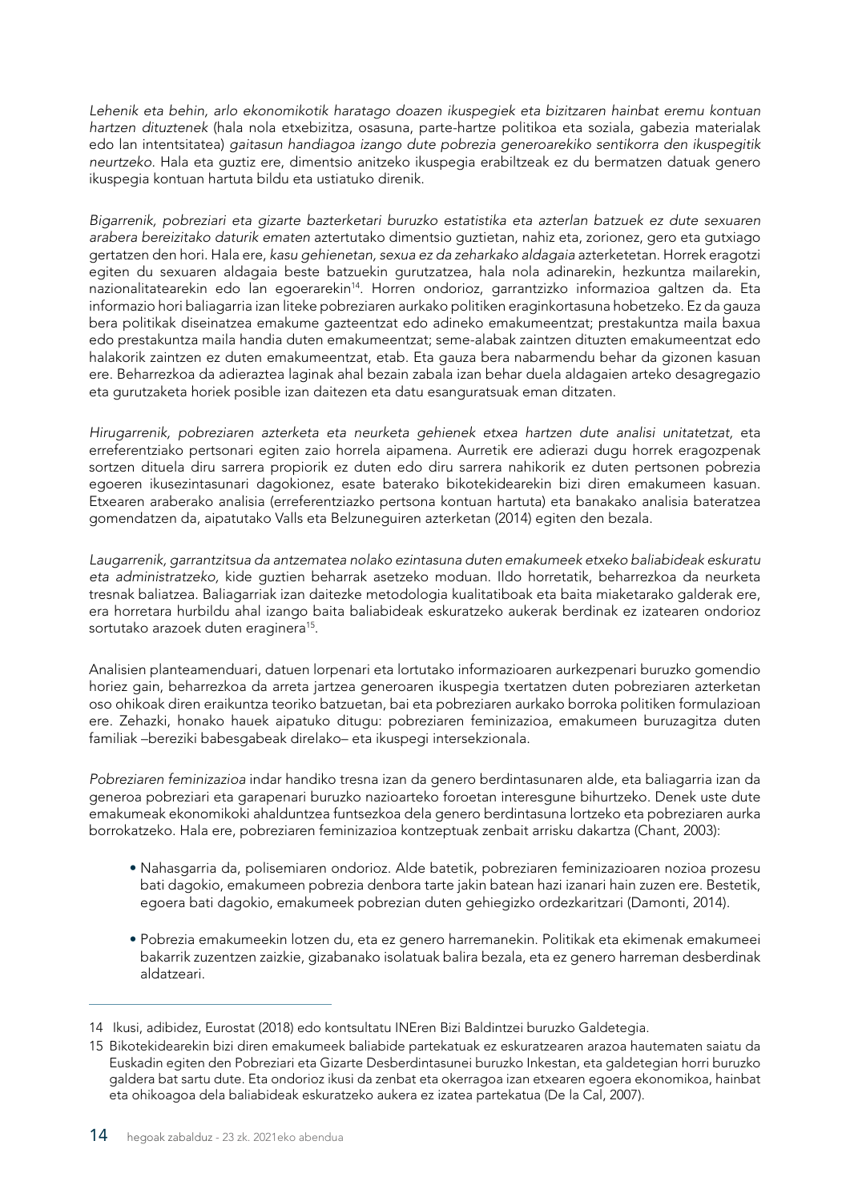*Lehenik eta behin, arlo ekonomikotik haratago doazen ikuspegiek eta bizitzaren hainbat eremu kontuan hartzen dituztenek* (hala nola etxebizitza, osasuna, parte-hartze politikoa eta soziala, gabezia materialak edo lan intentsitatea) *gaitasun handiagoa izango dute pobrezia generoarekiko sentikorra den ikuspegitik neurtzeko.* Hala eta guztiz ere, dimentsio anitzeko ikuspegia erabiltzeak ez du bermatzen datuak genero ikuspegia kontuan hartuta bildu eta ustiatuko direnik.

*Bigarrenik, pobreziari eta gizarte bazterketari buruzko estatistika eta azterlan batzuek ez dute sexuaren arabera bereizitako daturik ematen* aztertutako dimentsio guztietan, nahiz eta, zorionez, gero eta gutxiago gertatzen den hori. Hala ere, *kasu gehienetan, sexua ez da zeharkako aldagaia* azterketetan. Horrek eragotzi egiten du sexuaren aldagaia beste batzuekin gurutzatzea, hala nola adinarekin, hezkuntza mailarekin, nazionalitatearekin edo lan egoerarekin[14]. Horren ondorioz, garrantzizko informazioa galtzen da. Eta informazio hori baliagarria izan liteke pobreziaren aurkako politiken eraginkortasuna hobetzeko. Ez da gauza bera politikak diseinatzea emakume gazteentzat edo adineko emakumeentzat; prestakuntza maila baxua edo prestakuntza maila handia duten emakumeentzat; seme-alabak zaintzen dituzten emakumeentzat edo halakorik zaintzen ez duten emakumeentzat, etab. Eta gauza bera nabarmendu behar da gizonen kasuan ere. Beharrezkoa da adieraztea laginak ahal bezain zabala izan behar duela aldagaien arteko desagregazio eta gurutzaketa horiek posible izan daitezen eta datu esanguratsuak eman ditzaten.

*Hirugarrenik, pobreziaren azterketa eta neurketa gehienek etxea hartzen dute analisi unitatetzat,* eta erreferentziako pertsonari egiten zaio horrela aipamena. Aurretik ere adierazi dugu horrek eragozpenak sortzen dituela diru sarrera propiorik ez duten edo diru sarrera nahikorik ez duten pertsonen pobrezia egoeren ikusezintasunari dagokionez, esate baterako bikotekidearekin bizi diren emakumeen kasuan. Etxearen araberako analisia (erreferentziazko pertsona kontuan hartuta) eta banakako analisia bateratzea gomendatzen da, aipatutako Valls eta Belzuneguiren azterketan (2014) egiten den bezala.

*Laugarrenik, garrantzitsua da antzematea nolako ezintasuna duten emakumeek etxeko baliabideak eskuratu eta administratzeko,* kide guztien beharrak asetzeko moduan. Ildo horretatik, beharrezkoa da neurketa tresnak baliatzea. Baliagarriak izan daitezke metodologia kualitatiboak eta baita miaketarako galderak ere, era horretara hurbildu ahal izango baita baliabideak eskuratzeko aukerak berdinak ez izatearen ondorioz sortutako arazoek duten eraginera[15].

Analisien planteamenduari, datuen lorpenari eta lortutako informazioaren aurkezpenari buruzko gomendio horiez gain, beharrezkoa da arreta jartzea generoaren ikuspegia txertatzen duten pobreziaren azterketan oso ohikoak diren eraikuntza teoriko batzuetan, bai eta pobreziaren aurkako borroka politiken formulazioan ere. Zehazki, honako hauek aipatuko ditugu: pobreziaren feminizazioa, emakumeen buruzagitza duten familiak –bereziki babesgabeak direlako– eta ikuspegi intersekzionala.

*Pobreziaren feminizazioa* indar handiko tresna izan da genero berdintasunaren alde, eta baliagarria izan da generoa pobreziari eta garapenari buruzko nazioarteko foroetan interesgune bihurtzeko. Denek uste dute emakumeak ekonomikoki ahalduntzea funtsezkoa dela genero berdintasuna lortzeko eta pobreziaren aurka borrokatzeko. Hala ere, pobreziaren feminizazioa kontzeptuak zenbait arrisku dakartza (Chant, 2003):

- Nahasgarria da, polisemiaren ondorioz. Alde batetik, pobreziaren feminizazioaren nozioa prozesu bati dagokio, emakumeen pobrezia denbora tarte jakin batean hazi izanari hain zuzen ere. Bestetik, egoera bati dagokio, emakumeek pobrezian duten gehiegizko ordezkaritzari (Damonti, 2014).

- Pobrezia emakumeekin lotzen du, eta ez genero harremanekin. Politikak eta ekimenak emakumeei bakarrik zuzentzen zaizkie, gizabanako isolatuak balira bezala, eta ez genero harreman desberdinak aldatzeari.

---

14 Ikusi, adibidez, Eurostat (2018) edo kontsultatu INEren Bizi Baldintzei buruzko Galdetegia.

15 Bikotekidearekin bizi diren emakumeek baliabide partekatuak ez eskuratzearen arazoa hautematen saiatu da Euskadin egiten den Pobreziari eta Gizarte Desberdintasunei buruzko Inkestan, eta galdetegian horri buruzko galdera bat sartu dute. Eta ondorioz ikusi da zenbat eta okerragoa izan etxearen egoera ekonomikoa, hainbat eta ohikoagoa dela baliabideak eskuratzeko aukera ez izatea partekatua (De la Cal, 2007).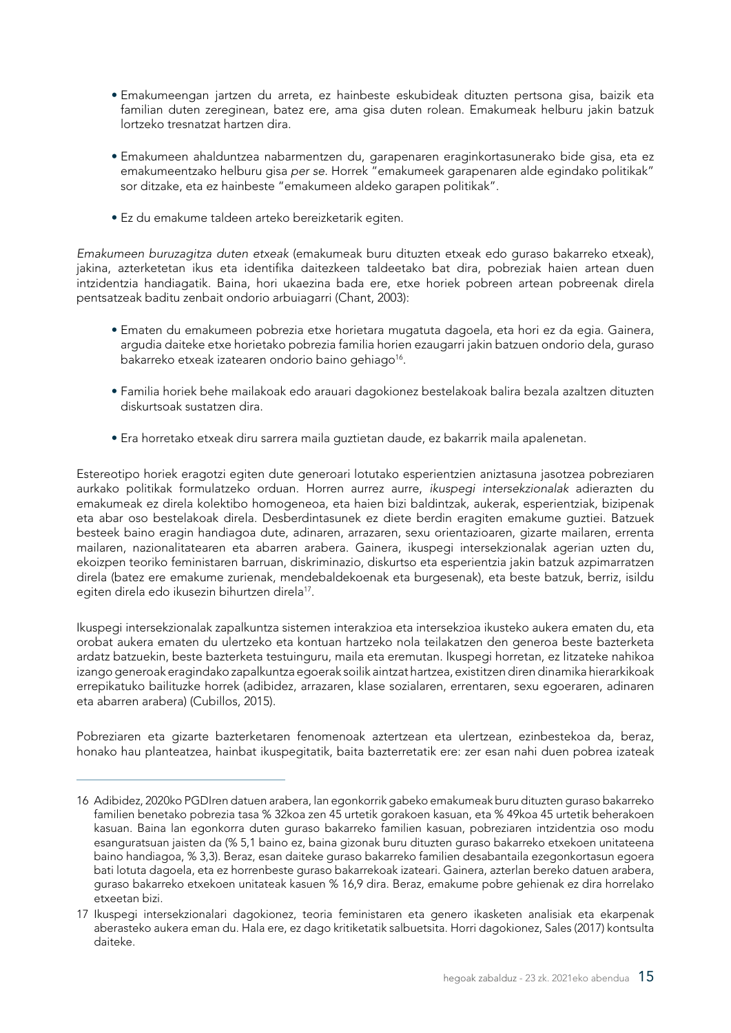- Emakumeengan jartzen du arreta, ez hainbeste eskubideak dituzten pertsona gisa, baizik eta familian duten zereginean, batez ere, ama gisa duten rolean. Emakumeak helburu jakin batzuk lortzeko tresnatzat hartzen dira.

- Emakumeen ahalduntzea nabarmentzen du, garapenaren eraginkortasunerako bide gisa, eta ez emakumeentzako helburu gisa *per se*. Horrek "emakumeek garapenaren alde egindako politikak" sor ditzake, eta ez hainbeste "emakumeen aldeko garapen politikak".

- Ez du emakume taldeen arteko bereizketarik egiten.

*Emakumeen buruzagitza duten etxeak* (emakumeak buru dituzten etxeak edo guraso bakarreko etxeak), jakina, azterketetan ikus eta identifika daitezkeen taldeetako bat dira, pobreziak haien artean duen intzidentzia handiagatik. Baina, hori ukaezina bada ere, etxe horiek pobreen artean pobreenak direla pentsatzeak baditu zenbait ondorio arbuiagarri (Chant, 2003):

- Ematen du emakumeen pobrezia etxe horietara mugatuta dagoela, eta hori ez da egia. Gainera, argudia daiteke etxe horietako pobrezia familia horien ezaugarri jakin batzuen ondorio dela, guraso bakarreko etxeak izatearen ondorio baino gehiago[16].

- Familia horiek behe mailakoak edo arauari dagokionez bestelakoak balira bezala azaltzen dituzten diskurtsoak sustatzen dira.

- Era horretako etxeak diru sarrera maila guztietan daude, ez bakarrik maila apalenetan.

Estereotipo horiek eragotzi egiten dute generoari lotutako esperientzien aniztasuna jasotzea pobreziaren aurkako politikak formulatzeko orduan. Horren aurrez aurre, *ikuspegi intersekzionalak* adierazten du emakumeak ez direla kolektibo homogeneoa, eta haien bizi baldintzak, aukerak, esperientziak, bizipenak eta abar oso bestelakoak direla. Desberdintasunek ez diete berdin eragiten emakume guztiei. Batzuek besteek baino eragin handiagoa dute, adinaren, arrazaren, sexu orientazioaren, gizarte mailaren, errenta mailaren, nazionalitatearen eta abarren arabera. Gainera, ikuspegi intersekzionalak agerian uzten du, ekoizpen teoriko feministaren barruan, diskriminazio, diskurtso eta esperientzia jakin batzuk azpimarratzen direla (batez ere emakume zurienak, mendebaldekoenak eta burgesenak), eta beste batzuk, berriz, isildu egiten direla edo ikusezin bihurtzen direla[17].

Ikuspegi intersekzionalak zapalkuntza sistemen interakzioa eta intersekzioa ikusteko aukera ematen du, eta orobat aukera ematen du ulertzeko eta kontuan hartzeko nola teilakatzen den generoa beste bazterketa ardatz batzuekin, beste bazterketa testuinguru, maila eta eremutan. Ikuspegi horretan, ez litzateke nahikoa izango generoak eragindako zapalkuntza egoerak soilik aintzat hartzea, existitzen diren dinamika hierarkikoak errepikatuko bailituzke horrek (adibidez, arrazaren, klase sozialaren, errentaren, sexu egoeraren, adinaren eta abarren arabera) (Cubillos, 2015).

Pobreziaren eta gizarte bazterketaren fenomenoak aztertzean eta ulertzean, ezinbestekoa da, beraz, honako hau planteatzea, hainbat ikuspegitatik, baita bazterretatik ere: zer esan nahi duen pobrea izateak

---

16 Adibidez, 2020ko PGDIren datuen arabera, lan egonkorrik gabeko emakumeak buru dituzten guraso bakarreko familien benetako pobrezia tasa % 32koa zen 45 urtetik gorakoen kasuan, eta % 49koa 45 urtetik beherakoen kasuan. Baina lan egonkorra duten guraso bakarreko familien kasuan, pobreziaren intzidentzia oso modu esanguratsuan jaisten da (% 5,1 baino ez, baina gizonak buru dituzten guraso bakarreko etxekoen unitateena baino handiagoa, % 3,3). Beraz, esan daiteke guraso bakarreko familien desabantaila ezegonkortasun egoera bati lotuta dagoela, eta ez horrenbeste guraso bakarrekoak izateari. Gainera, azterlan bereko datuen arabera, guraso bakarreko etxekoen unitateak kasuen % 16,9 dira. Beraz, emakume pobre gehienak ez dira horrelako etxeetan bizi.

17 Ikuspegi intersekzionalari dagokionez, teoria feministaren eta genero ikasketen analisiak eta ekarpenak aberasteko aukera eman du. Hala ere, ez dago kritiketatik salbuetsita. Horri dagokionez, Sales (2017) kontsulta daiteke.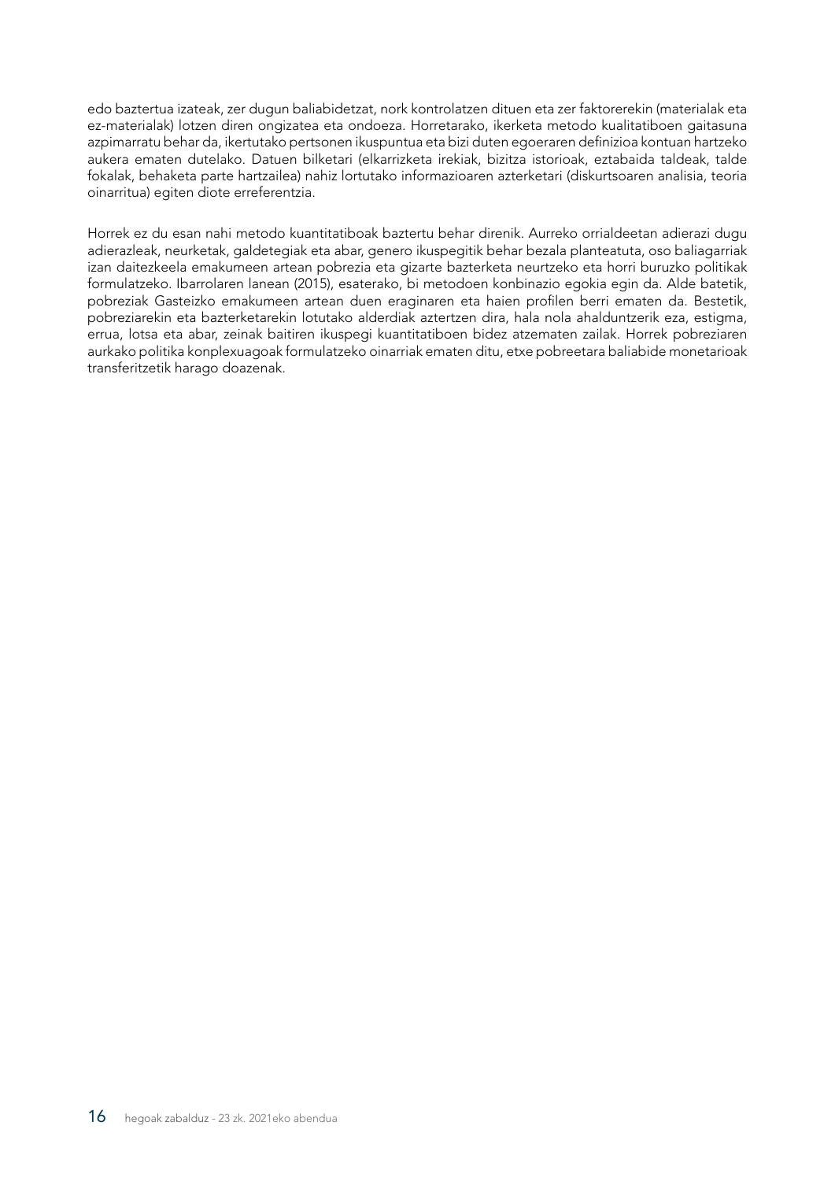edo baztertua izateak, zer dugun baliabidetzat, nork kontrolatzen dituen eta zer faktorerekin (materialak eta ez-materialak) lotzen diren ongizatea eta ondoeza. Horretarako, ikerketa metodo kualitatiboen gaitasuna azpimarratu behar da, ikertutako pertsonen ikuspuntua eta bizi duten egoeraren definizioa kontuan hartzeko aukera ematen dutelako. Datuen bilketari (elkarrizketa irekiak, bizitza istorioak, eztabaida taldeak, talde fokalak, behaketa parte hartzailea) nahiz lortutako informazioaren azterketari (diskurtsoaren analisia, teoria oinarritua) egiten diote erreferentzia.

Horrek ez du esan nahi metodo kuantitatiboak baztertu behar direnik. Aurreko orrialdeetan adierazi dugu adierazleak, neurketak, galdetegiak eta abar, genero ikuspegitik behar bezala planteatuta, oso baliagarriak izan daitezkeela emakumeen artean pobrezia eta gizarte bazterketa neurtzeko eta horri buruzko politikak formulatzeko. Ibarrolaren lanean (2015), esaterako, bi metodoen konbinazio egokia egin da. Alde batetik, pobreziak Gasteizko emakumeen artean duen eraginaren eta haien profilen berri ematen da. Bestetik, pobreziarekin eta bazterketarekin lotutako alderdiak aztertzen dira, hala nola ahalduntzerik eza, estigma, errua, lotsa eta abar, zeinak baitiren ikuspegi kuantitatiboen bidez atzematen zailak. Horrek pobreziaren aurkako politika konplexuagoak formulatzeko oinarriak ematen ditu, etxe pobreetara baliabide monetarioak transferitzetik harago doazenak.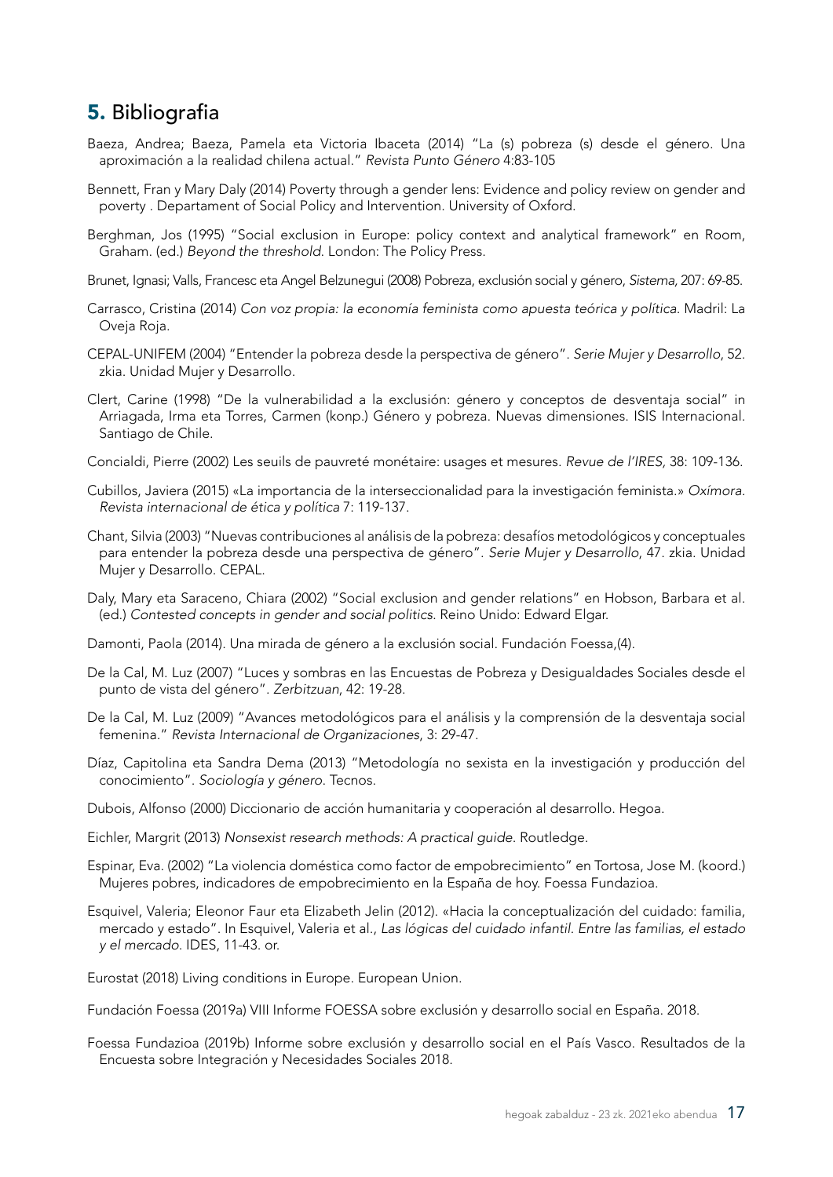## 5. Bibliografia

Baeza, Andrea; Baeza, Pamela eta Victoria Ibaceta (2014) "La (s) pobreza (s) desde el género. Una aproximación a la realidad chilena actual." *Revista Punto Género* 4:83-105

Bennett, Fran y Mary Daly (2014) Poverty through a gender lens: Evidence and policy review on gender and poverty . Departament of Social Policy and Intervention. University of Oxford.

Berghman, Jos (1995) "Social exclusion in Europe: policy context and analytical framework" en Room, Graham. (ed.) *Beyond the threshold*. London: The Policy Press.

Brunet, Ignasi; Valls, Francesc eta Angel Belzunegui (2008) Pobreza, exclusión social y género, *Sistema,* 207: 69-85.

Carrasco, Cristina (2014) *Con voz propia: la economía feminista como apuesta teórica y política*. Madril: La Oveja Roja.

CEPAL-UNIFEM (2004) "Entender la pobreza desde la perspectiva de género". *Serie Mujer y Desarrollo*, 52. zkia. Unidad Mujer y Desarrollo.

Clert, Carine (1998) "De la vulnerabilidad a la exclusión: género y conceptos de desventaja social" in Arriagada, Irma eta Torres, Carmen (konp.) Género y pobreza. Nuevas dimensiones. ISIS Internacional. Santiago de Chile.

Concialdi, Pierre (2002) Les seuils de pauvreté monétaire: usages et mesures. *Revue de l'IRES,* 38: 109-136.

Cubillos, Javiera (2015) «La importancia de la interseccionalidad para la investigación feminista.» *Oxímora. Revista internacional de ética y política* 7: 119-137.

Chant, Silvia (2003) "Nuevas contribuciones al análisis de la pobreza: desafíos metodológicos y conceptuales para entender la pobreza desde una perspectiva de género". *Serie Mujer y Desarrollo*, 47. zkia. Unidad Mujer y Desarrollo. CEPAL.

Daly, Mary eta Saraceno, Chiara (2002) "Social exclusion and gender relations" en Hobson, Barbara et al. (ed.) *Contested concepts in gender and social politics*. Reino Unido: Edward Elgar.

Damonti, Paola (2014). Una mirada de género a la exclusión social. Fundación Foessa,(4).

De la Cal, M. Luz (2007) "Luces y sombras en las Encuestas de Pobreza y Desigualdades Sociales desde el punto de vista del género". *Zerbitzuan*, 42: 19-28.

De la Cal, M. Luz (2009) "Avances metodológicos para el análisis y la comprensión de la desventaja social femenina." *Revista Internacional de Organizaciones*, 3: 29-47.

Díaz, Capitolina eta Sandra Dema (2013) "Metodología no sexista en la investigación y producción del conocimiento". *Sociología y género*. Tecnos.

Dubois, Alfonso (2000) Diccionario de acción humanitaria y cooperación al desarrollo. Hegoa.

Eichler, Margrit (2013) *Nonsexist research methods: A practical guide*. Routledge.

Espinar, Eva. (2002) "La violencia doméstica como factor de empobrecimiento" en Tortosa, Jose M. (koord.) Mujeres pobres, indicadores de empobrecimiento en la España de hoy. Foessa Fundazioa.

Esquivel, Valeria; Eleonor Faur eta Elizabeth Jelin (2012). «Hacia la conceptualización del cuidado: familia, mercado y estado". In Esquivel, Valeria et al., *Las lógicas del cuidado infantil. Entre las familias, el estado y el mercado*. IDES, 11-43. or.

Eurostat (2018) Living conditions in Europe. European Union.

Fundación Foessa (2019a) VIII Informe FOESSA sobre exclusión y desarrollo social en España. 2018.

Foessa Fundazioa (2019b) Informe sobre exclusión y desarrollo social en el País Vasco. Resultados de la Encuesta sobre Integración y Necesidades Sociales 2018.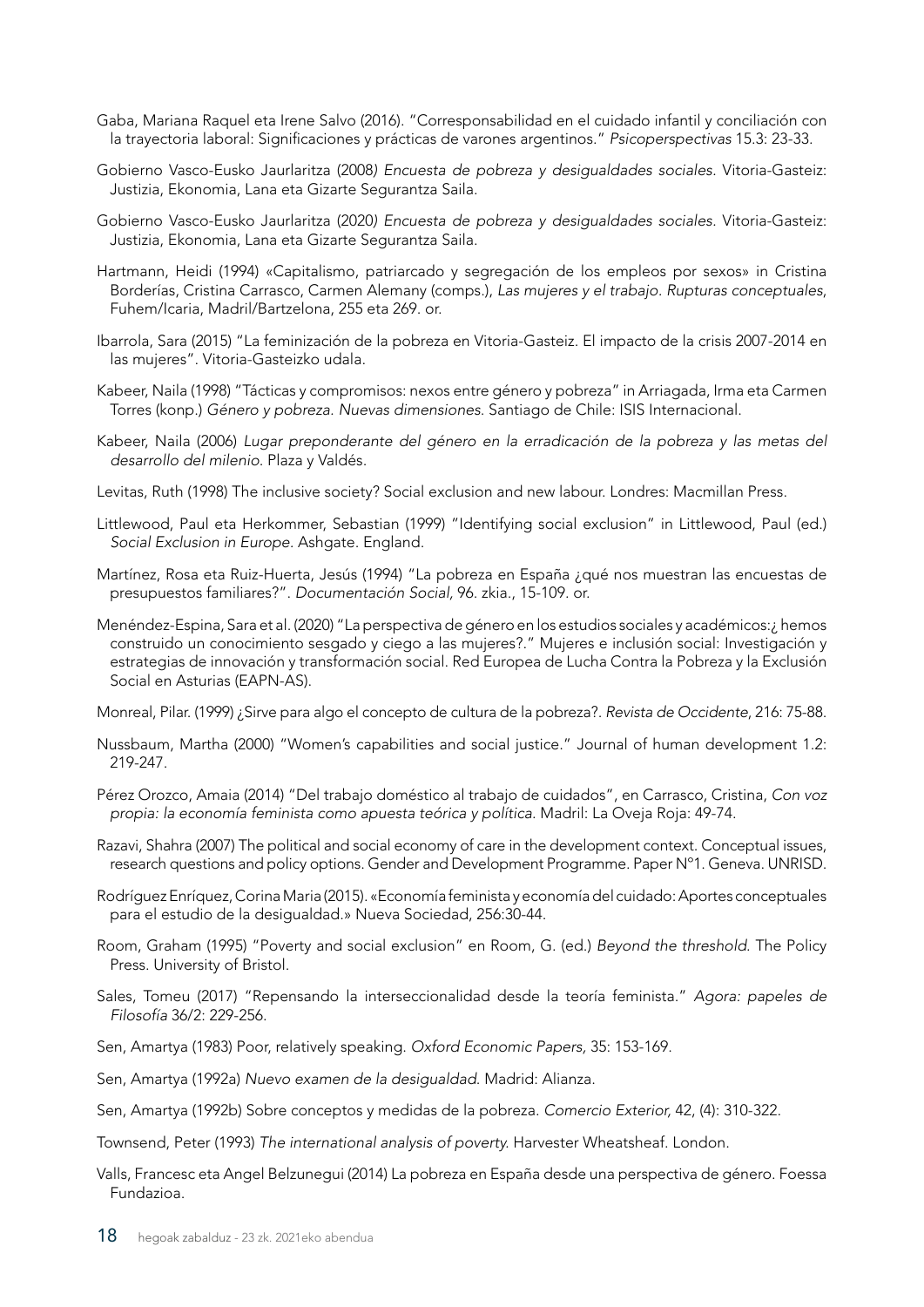Gaba, Mariana Raquel eta Irene Salvo (2016). "Corresponsabilidad en el cuidado infantil y conciliación con la trayectoria laboral: Significaciones y prácticas de varones argentinos." *Psicoperspectivas* 15.3: 23-33.

Gobierno Vasco-Eusko Jaurlaritza (2008*) Encuesta de pobreza y desigualdades sociales*. Vitoria-Gasteiz: Justizia, Ekonomia, Lana eta Gizarte Segurantza Saila.

Gobierno Vasco-Eusko Jaurlaritza (2020*) Encuesta de pobreza y desigualdades sociales*. Vitoria-Gasteiz: Justizia, Ekonomia, Lana eta Gizarte Segurantza Saila.

Hartmann, Heidi (1994) «Capitalismo, patriarcado y segregación de los empleos por sexos» in Cristina Borderías, Cristina Carrasco, Carmen Alemany (comps.), *Las mujeres y el trabajo. Rupturas conceptuales*, Fuhem/Icaria, Madril/Bartzelona, 255 eta 269. or.

Ibarrola, Sara (2015) "La feminización de la pobreza en Vitoria-Gasteiz. El impacto de la crisis 2007-2014 en las mujeres". Vitoria-Gasteizko udala.

Kabeer, Naila (1998) "Tácticas y compromisos: nexos entre género y pobreza" in Arriagada, Irma eta Carmen Torres (konp.) *Género y pobreza. Nuevas dimensiones.* Santiago de Chile: ISIS Internacional.

Kabeer, Naila (2006) *Lugar preponderante del género en la erradicación de la pobreza y las metas del desarrollo del milenio.* Plaza y Valdés.

Levitas, Ruth (1998) The inclusive society? Social exclusion and new labour. Londres: Macmillan Press.

Littlewood, Paul eta Herkommer, Sebastian (1999) "Identifying social exclusion" in Littlewood, Paul (ed.) *Social Exclusion in Europe*. Ashgate. England.

Martínez, Rosa eta Ruiz-Huerta, Jesús (1994) "La pobreza en España ¿qué nos muestran las encuestas de presupuestos familiares?". *Documentación Social*, 96. zkia., 15-109. or.

Menéndez-Espina, Sara et al. (2020) "La perspectiva de género en los estudios sociales y académicos:¿ hemos construido un conocimiento sesgado y ciego a las mujeres?." Mujeres e inclusión social: Investigación y estrategias de innovación y transformación social. Red Europea de Lucha Contra la Pobreza y la Exclusión Social en Asturias (EAPN-AS).

Monreal, Pilar. (1999) ¿Sirve para algo el concepto de cultura de la pobreza?. *Revista de Occidente*, 216: 75-88.

Nussbaum, Martha (2000) "Women's capabilities and social justice." Journal of human development 1.2: 219-247.

Pérez Orozco, Amaia (2014) "Del trabajo doméstico al trabajo de cuidados", en Carrasco, Cristina, *Con voz propia: la economía feminista como apuesta teórica y política.* Madrid: La Oveja Roja: 49-74.

Razavi, Shahra (2007) The political and social economy of care in the development context. Conceptual issues, research questions and policy options. Gender and Development Programme. Paper Nº1. Geneva. UNRISD.

Rodríguez Enríquez, Corina Maria (2015). «Economía feminista y economía del cuidado: Aportes conceptuales para el estudio de la desigualdad.» Nueva Sociedad, 256:30-44.

Room, Graham (1995) "Poverty and social exclusion" en Room, G. (ed.) *Beyond the threshold.* The Policy Press. University of Bristol.

Sales, Tomeu (2017) "Repensando la interseccionalidad desde la teoría feminista." *Agora: papeles de Filosofía* 36/2: 229-256.

Sen, Amartya (1983) Poor, relatively speaking. *Oxford Economic Papers,* 35: 153-169.

Sen, Amartya (1992a) *Nuevo examen de la desigualdad.* Madrid: Alianza.

Sen, Amartya (1992b) Sobre conceptos y medidas de la pobreza. *Comercio Exterior,* 42, (4): 310-322.

Townsend, Peter (1993) *The international analysis of poverty.* Harvester Wheatsheaf. London.

Valls, Francesc eta Angel Belzunegui (2014) La pobreza en España desde una perspectiva de género. Foessa Fundazioa.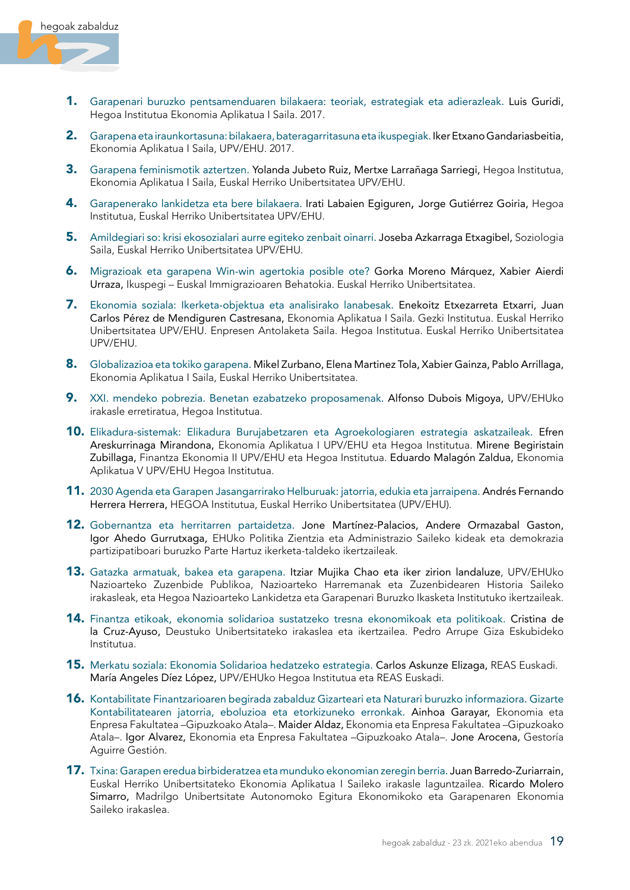1. Garapenari buruzko pentsamenduaren bilakaera: teoriak, estrategiak eta adierazleak. Luis Guridi, Hegoa Institutua Ekonomia Aplikatua I Saila. 2017.

2. Garapena eta iraunkortasuna: bilakaera, bateragarritasuna eta ikuspegiak. Iker Etxano Gandariasbeitia, Ekonomia Aplikatua I Saila, UPV/EHU. 2017.

3. Garapena feminismotik aztertzen. Yolanda Jubeto Ruiz, Mertxe Larrañaga Sarriegi, Hegoa Institutua, Ekonomia Aplikatua I Saila, Euskal Herriko Unibertsitatea UPV/EHU.

4. Garapenerako lankidetza eta bere bilakaera. Irati Labaien Egiguren, Jorge Gutiérrez Goiria, Hegoa Institutua, Euskal Herriko Unibertsitatea UPV/EHU.

5. Amildegiari so: krisi ekosozialari aurre egiteko zenbait oinarri. Joseba Azkarraga Etxagibel, Soziologia Saila, Euskal Herriko Unibertsitatea UPV/EHU.

6. Migrazioak eta garapena Win-win agertokia posible ote? Gorka Moreno Márquez, Xabier Aierdi Urraza, Ikuspegi – Euskal Immigrazioaren Behatokia. Euskal Herriko Unibertsitatea.

7. Ekonomia soziala: Ikerketa-objektua eta analisirako lanabesak. Enekoitz Etxezarreta Etxarri, Juan Carlos Pérez de Mendiguren Castresana, Ekonomia Aplikatua I Saila. Gezki Institutua. Euskal Herriko Unibertsitatea UPV/EHU. Enpresen Antolaketa Saila. Hegoa Institutua. Euskal Herriko Unibertsitatea UPV/EHU.

8. Globalizazioa eta tokiko garapena. Mikel Zurbano, Elena Martinez Tola, Xabier Gainza, Pablo Arrillaga, Ekonomia Aplikatua I Saila, Euskal Herriko Unibertsitatea.

9. XXI. mendeko pobrezia. Benetan ezabatzeko proposamenak. Alfonso Dubois Migoya, UPV/EHUko irakasle erretiratua, Hegoa Institutua.

10. Elikadura-sistemak: Elikadura Burujabetzaren eta Agroekologiaren estrategia askatzaileak. Efren Areskurrinaga Mirandona, Ekonomia Aplikatua I UPV/EHU eta Hegoa Institutua. Mirene Begiristain Zubillaga, Finantza Ekonomia II UPV/EHU eta Hegoa Institutua. Eduardo Malagón Zaldua, Ekonomia Aplikatua V UPV/EHU Hegoa Institutua.

11. 2030 Agenda eta Garapen Jasangarrirako Helburuak: jatorria, edukia eta jarraipena. Andrés Fernando Herrera Herrera, HEGOA Institutua, Euskal Herriko Unibertsitatea (UPV/EHU).

12. Gobernantza eta herritarren partaidetza. Jone Martínez-Palacios, Andere Ormazabal Gaston, Igor Ahedo Gurrutxaga, EHUko Politika Zientzia eta Administrazio Saileko kideak eta demokrazia partizipatiboari buruzko Parte Hartuz ikerketa-taldeko ikertzaileak.

13. Gatazka armatuak, bakea eta garapena. Itziar Mujika Chao eta iker zirion landaluze, UPV/EHUko Nazioarteko Zuzenbide Publikoa, Nazioarteko Harremanak eta Zuzenbidearen Historia Saileko irakasleak, eta Hegoa Nazioarteko Lankidetza eta Garapenari Buruzko Ikasketa Institutuko ikertzaileak.

14. Finantza etikoak, ekonomia solidarioa sustatzeko tresna ekonomikoak eta politikoak. Cristina de la Cruz-Ayuso, Deustuko Unibertsitateko irakaslea eta ikertzailea. Pedro Arrupe Giza Eskubideko Institutua.

15. Merkatu soziala: Ekonomia Solidarioa hedatzeko estrategia. Carlos Askunze Elizaga, REAS Euskadi. María Angeles Díez López, UPV/EHUko Hegoa Institutua eta REAS Euskadi.

16. Kontabilitate Finantzarioaren begirada zabalduz Gizarteari eta Naturari buruzko informaziora. Gizarte Kontabilitatearen jatorria, eboluzioa eta etorkizuneko erronkak. Ainhoa Garayar, Ekonomia eta Enpresa Fakultatea –Gipuzkoako Atala–. Maider Aldaz, Ekonomia eta Enpresa Fakultatea –Gipuzkoako Atala–. Igor Alvarez, Ekonomia eta Enpresa Fakultatea –Gipuzkoako Atala–. Jone Arocena, Gestoría Aguirre Gestión.

17. Txina: Garapen eredua birbideratzea eta munduko ekonomian zeregin berria. Juan Barredo-Zuriarrain, Euskal Herriko Unibertsitateko Ekonomia Aplikatua I Saileko irakasle laguntzailea. Ricardo Molero Simarro, Madrilgo Unibertsitate Autonomoko Egitura Ekonomikoko eta Garapenaren Ekonomia Saileko irakaslea.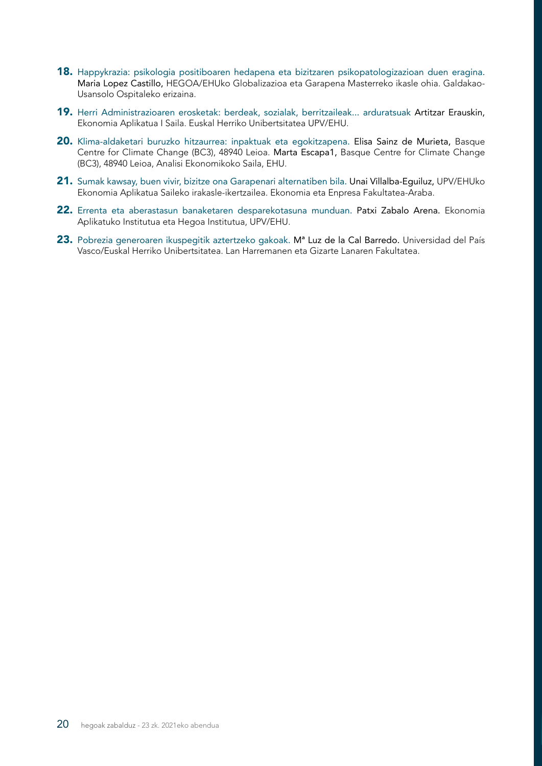**18.** Happykrazia: psikologia positiboaren hedapena eta bizitzaren psikopatologizazioan duen eragina. Maria Lopez Castillo, HEGOA/EHUko Globalizazioa eta Garapena Masterreko ikasle ohia. Galdakao-Usansolo Ospitaleko erizaina.

**19.** Herri Administrazioaren erosketak: berdeak, sozialak, berritzaileak... arduratsuak Artitzar Erauskin, Ekonomia Aplikatua I Saila. Euskal Herriko Unibertsitatea UPV/EHU.

**20.** Klima-aldaketari buruzko hitzaurrea: inpaktuak eta egokitzapena. Elisa Sainz de Murieta, Basque Centre for Climate Change (BC3), 48940 Leioa. Marta Escapa1, Basque Centre for Climate Change (BC3), 48940 Leioa, Analisi Ekonomikoko Saila, EHU.

**21.** Sumak kawsay, buen vivir, bizitze ona Garapenari alternatiben bila. Unai Villalba-Eguiluz, UPV/EHUko Ekonomia Aplikatua Saileko irakasle-ikertzailea. Ekonomia eta Enpresa Fakultatea-Araba.

**22.** Errenta eta aberastasun banaketaren desparekotasuna munduan. Patxi Zabalo Arena. Ekonomia Aplikatuko Institutua eta Hegoa Institutua, UPV/EHU.

**23.** Pobrezia generoaren ikuspegitik aztertzeko gakoak. Mª Luz de la Cal Barredo. Universidad del País Vasco/Euskal Herriko Unibertsitatea. Lan Harremanen eta Gizarte Lanaren Fakultatea.